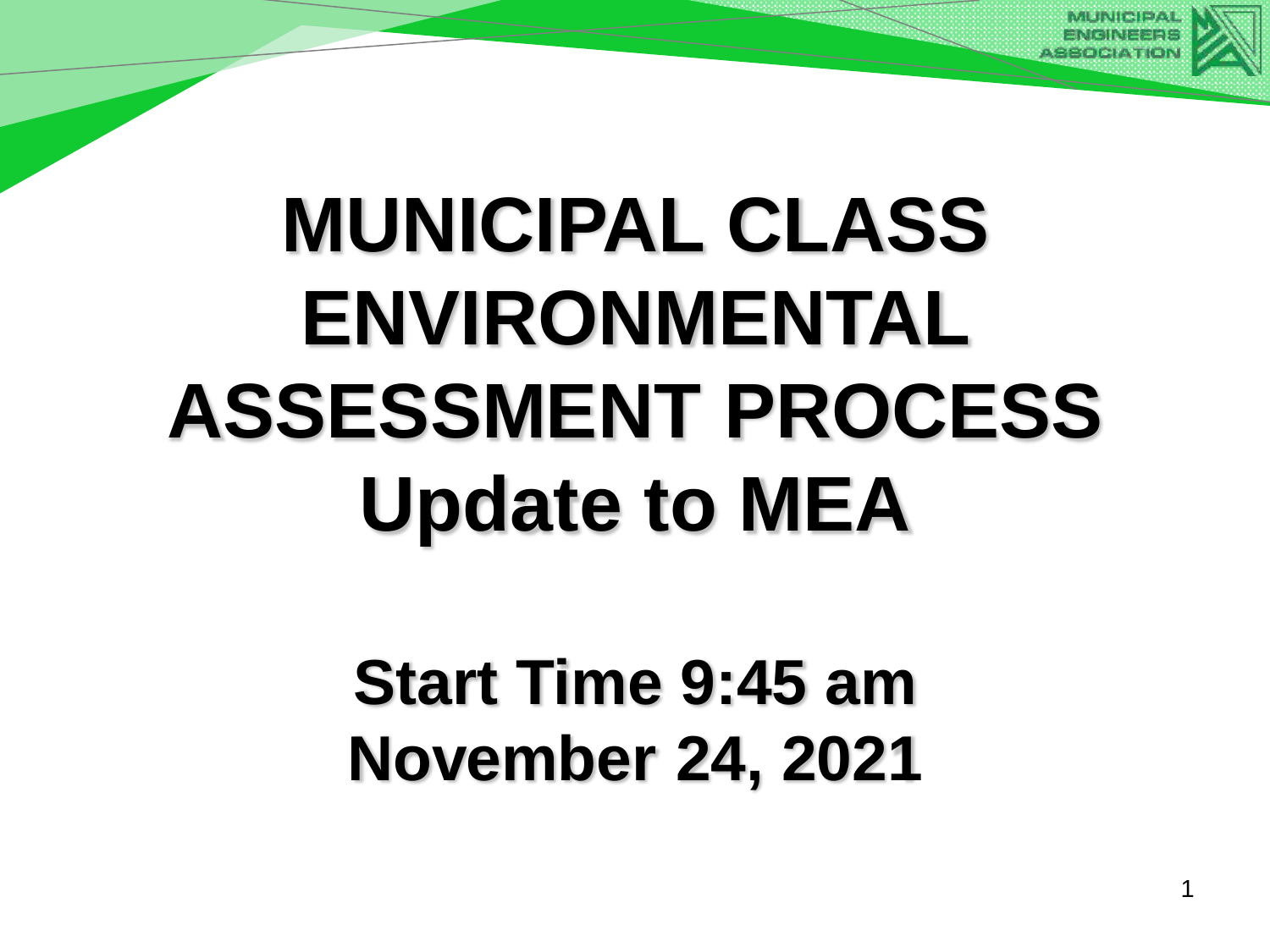# MUNICIPAL CLASS ENVIRONMENTAL ASSESSMENT PROCESS Update to MEA

**Start Time 9:45 am**
**November 24, 2021**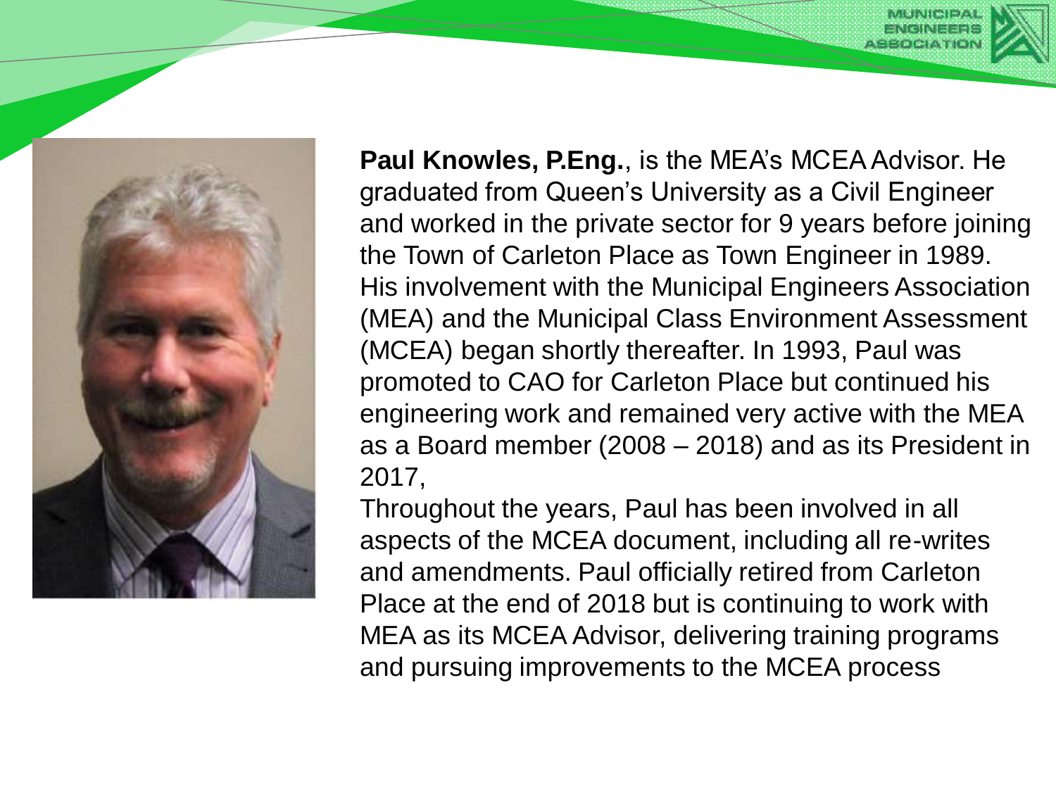**Paul Knowles, P.Eng.**, is the MEA's MCEA Advisor. He graduated from Queen's University as a Civil Engineer and worked in the private sector for 9 years before joining the Town of Carleton Place as Town Engineer in 1989. His involvement with the Municipal Engineers Association (MEA) and the Municipal Class Environment Assessment (MCEA) began shortly thereafter. In 1993, Paul was promoted to CAO for Carleton Place but continued his engineering work and remained very active with the MEA as a Board member (2008 – 2018) and as its President in 2017,

Throughout the years, Paul has been involved in all aspects of the MCEA document, including all re-writes and amendments. Paul officially retired from Carleton Place at the end of 2018 but is continuing to work with MEA as its MCEA Advisor, delivering training programs and pursuing improvements to the MCEA process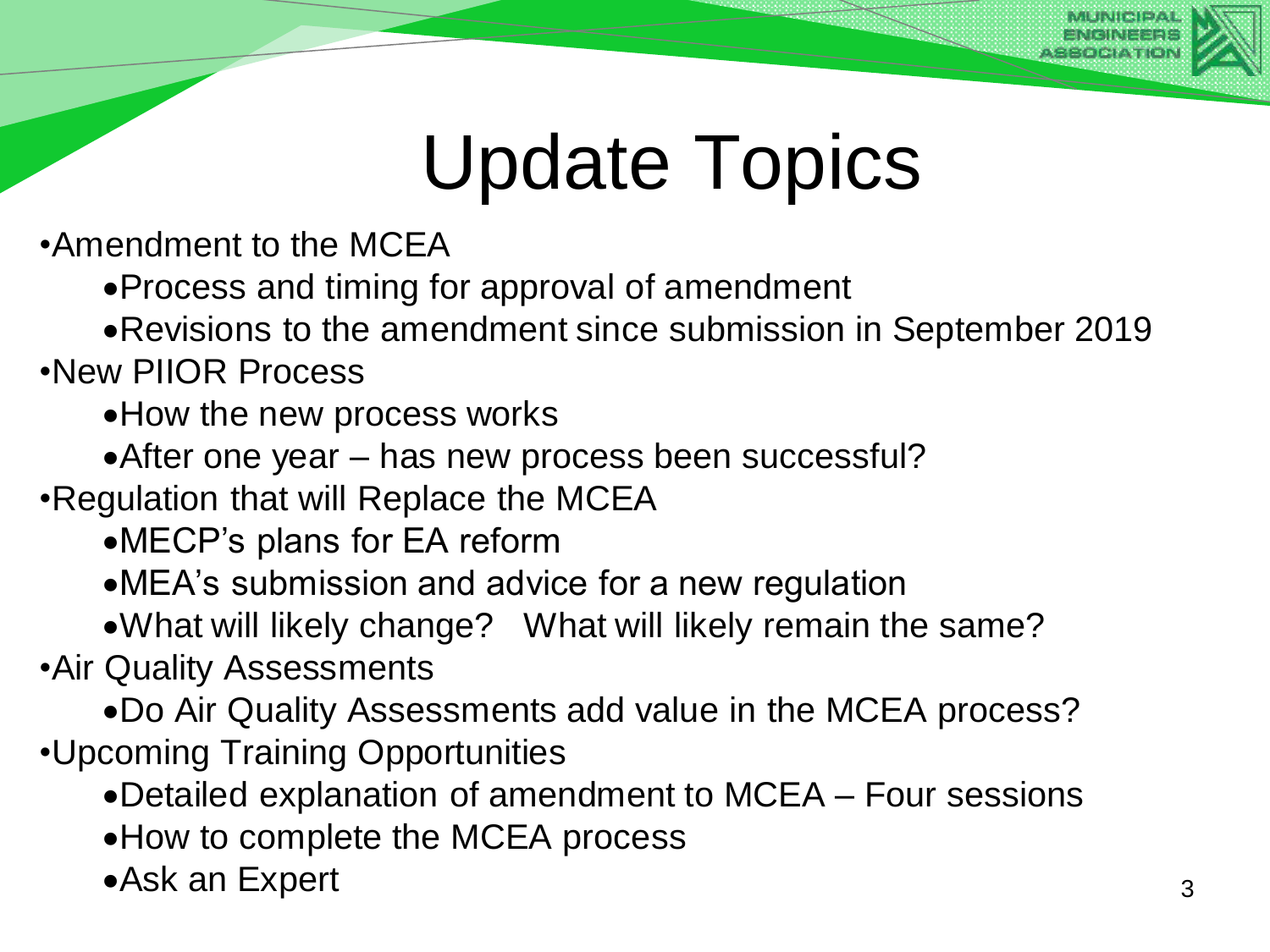# Update Topics

- Amendment to the MCEA
  - Process and timing for approval of amendment
  - Revisions to the amendment since submission in September 2019
- New PIIOR Process
  - How the new process works
  - After one year – has new process been successful?
- Regulation that will Replace the MCEA
  - MECP's plans for EA reform
  - MEA's submission and advice for a new regulation
  - What will likely change? What will likely remain the same?
- Air Quality Assessments
  - Do Air Quality Assessments add value in the MCEA process?
- Upcoming Training Opportunities
  - Detailed explanation of amendment to MCEA – Four sessions
  - How to complete the MCEA process
  - Ask an Expert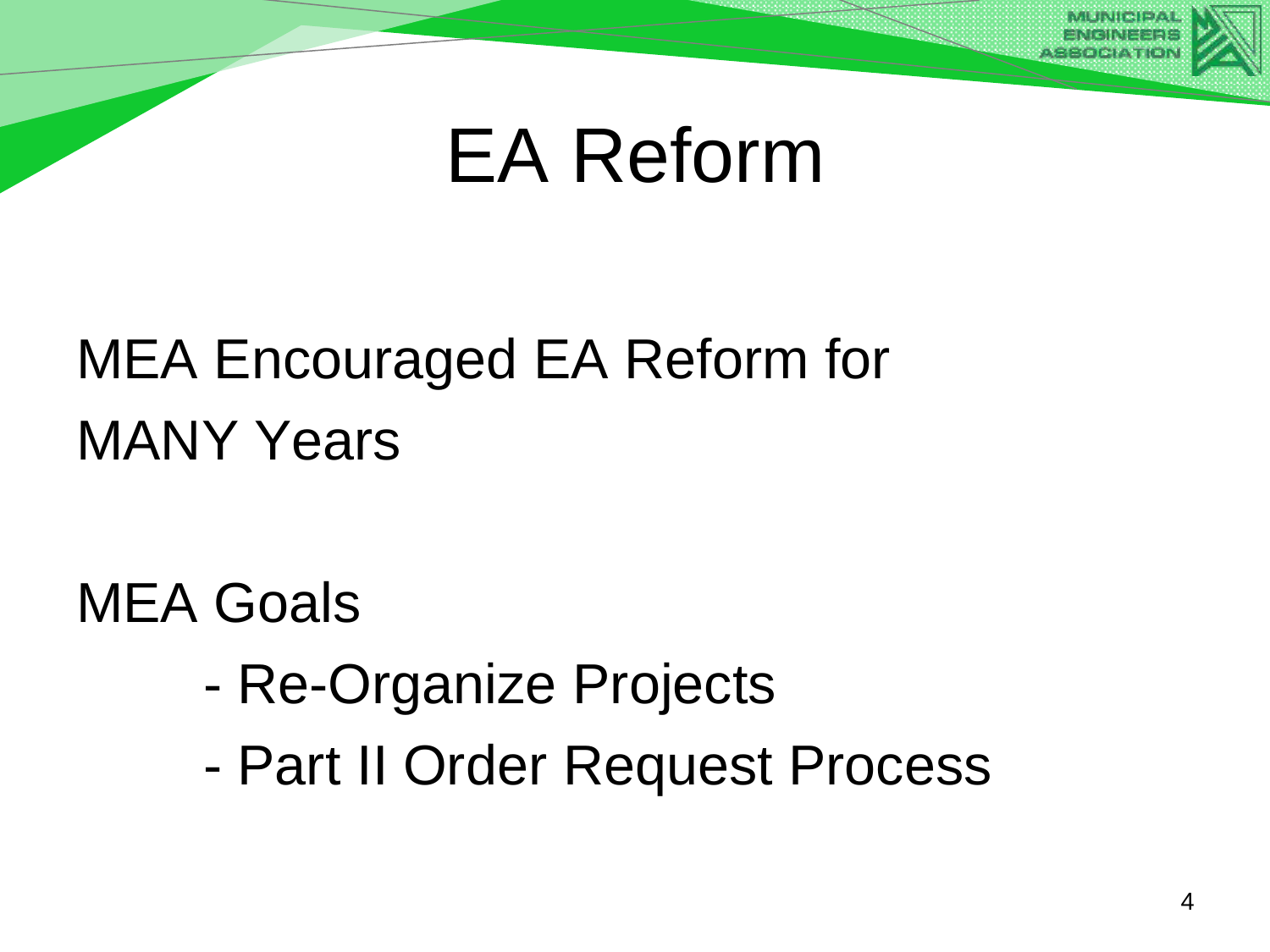# EA Reform

MEA Encouraged EA Reform for MANY Years

MEA Goals

- Re-Organize Projects
- Part II Order Request Process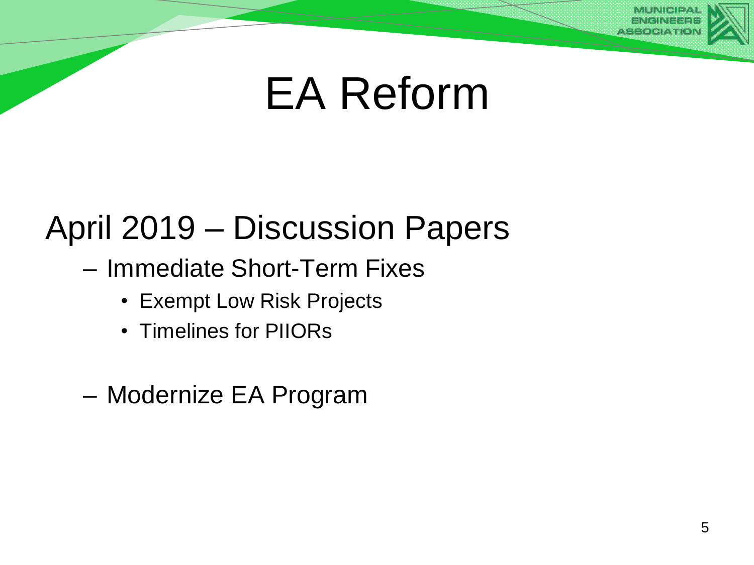# EA Reform

## April 2019 – Discussion Papers

- Immediate Short-Term Fixes
  - Exempt Low Risk Projects
  - Timelines for PIIORs
- Modernize EA Program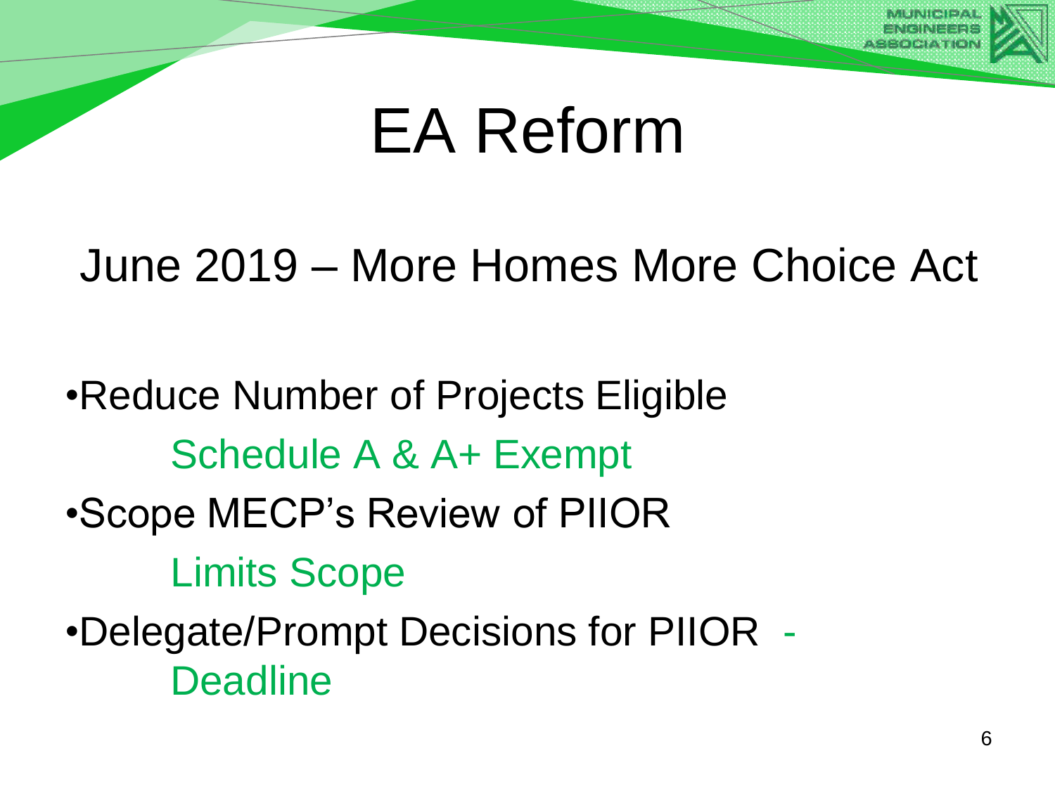# EA Reform

## June 2019 – More Homes More Choice Act

- Reduce Number of Projects Eligible
  - Schedule A & A+ Exempt
- Scope MECP's Review of PIIOR
  - Limits Scope
- Delegate/Prompt Decisions for PIIOR -
  - Deadline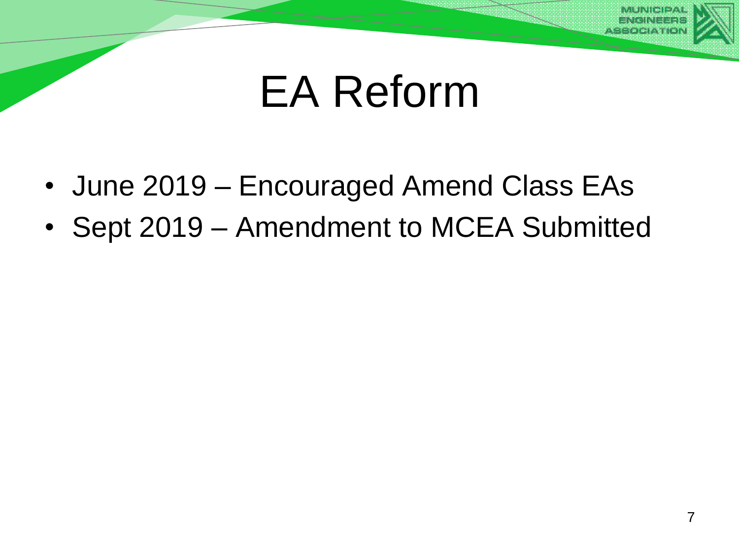# EA Reform

- June 2019 – Encouraged Amend Class EAs
- Sept 2019 – Amendment to MCEA Submitted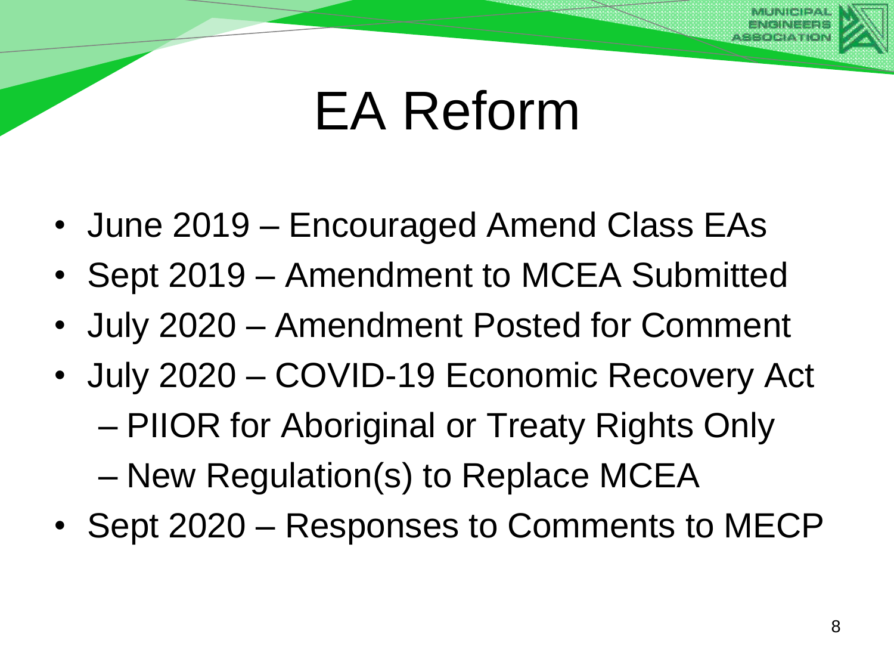# EA Reform

- June 2019 – Encouraged Amend Class EAs
- Sept 2019 – Amendment to MCEA Submitted
- July 2020 – Amendment Posted for Comment
- July 2020 – COVID-19 Economic Recovery Act
  - PIIOR for Aboriginal or Treaty Rights Only
  - New Regulation(s) to Replace MCEA
- Sept 2020 – Responses to Comments to MECP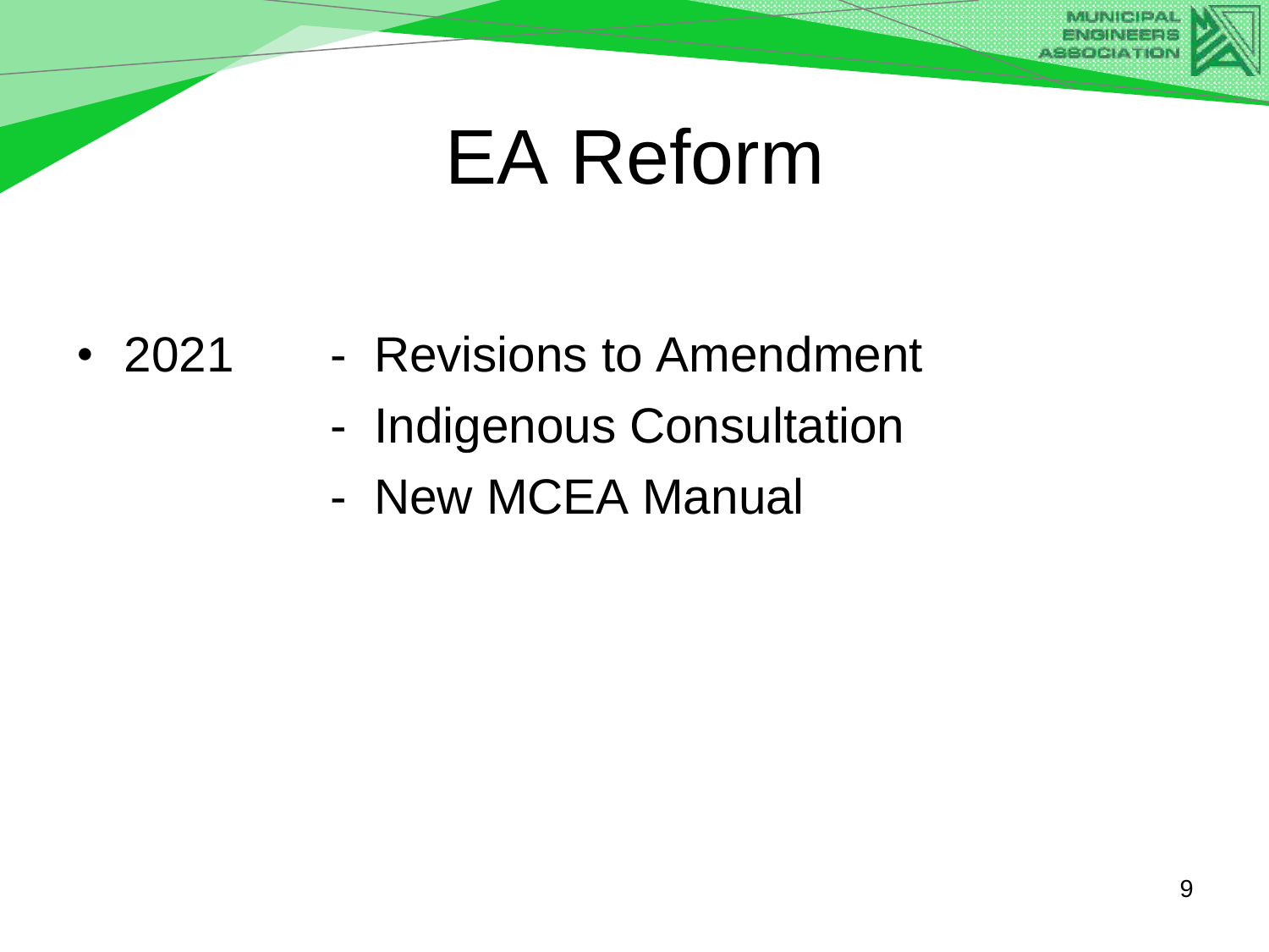# EA Reform

- 2021
  - Revisions to Amendment
  - Indigenous Consultation
  - New MCEA Manual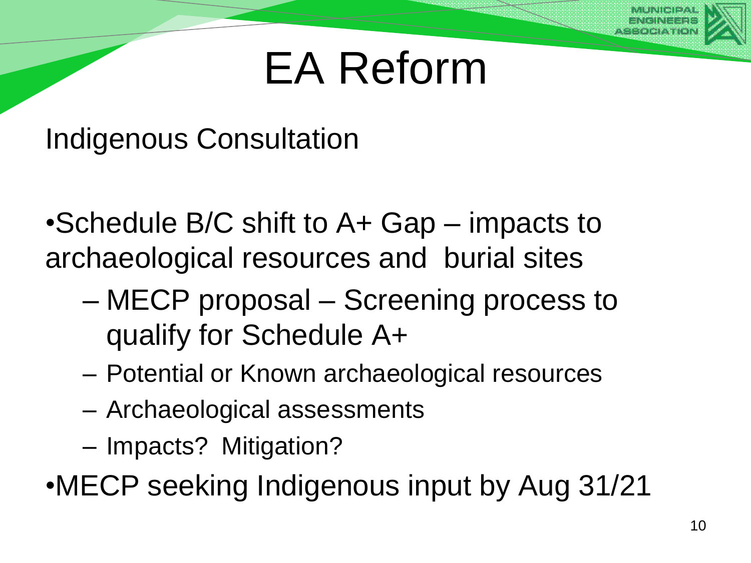# EA Reform

Indigenous Consultation

- Schedule B/C shift to A+ Gap – impacts to archaeological resources and burial sites
  - MECP proposal – Screening process to qualify for Schedule A+
  - Potential or Known archaeological resources
  - Archaeological assessments
  - Impacts? Mitigation?
- MECP seeking Indigenous input by Aug 31/21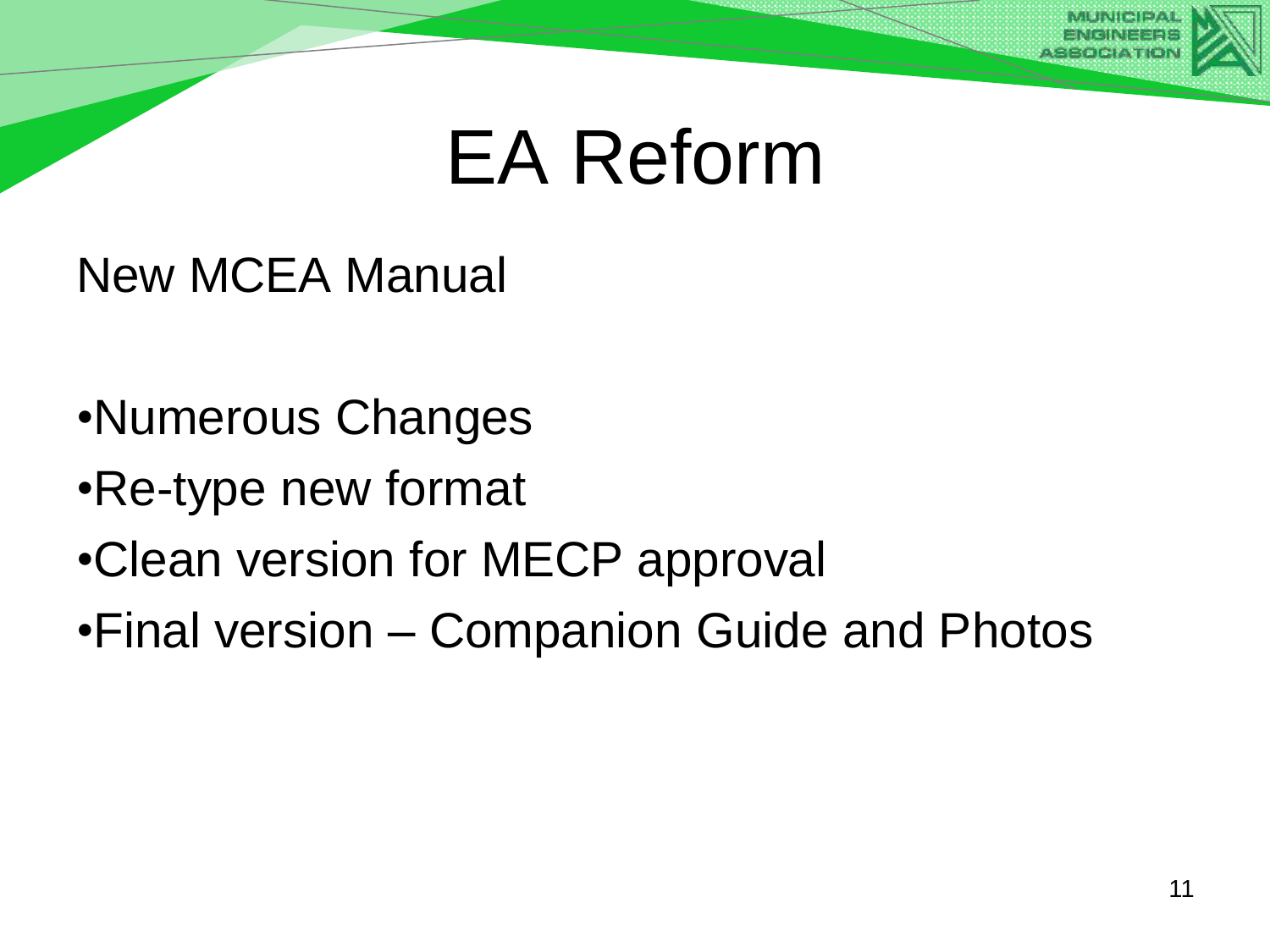# EA Reform

New MCEA Manual

- Numerous Changes
- Re-type new format
- Clean version for MECP approval
- Final version – Companion Guide and Photos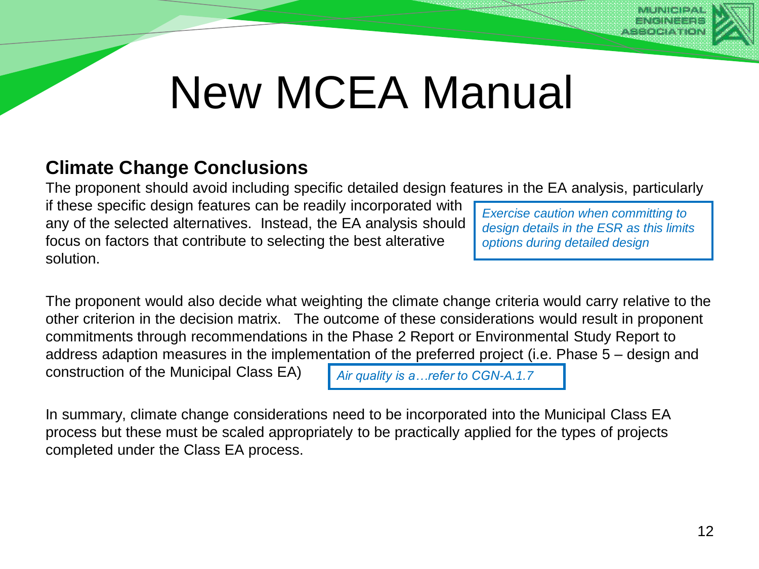# New MCEA Manual

## Climate Change Conclusions

The proponent should avoid including specific detailed design features in the EA analysis, particularly if these specific design features can be readily incorporated with any of the selected alternatives. Instead, the EA analysis should focus on factors that contribute to selecting the best alterative solution.

*Exercise caution when committing to design details in the ESR as this limits options during detailed design*

The proponent would also decide what weighting the climate change criteria would carry relative to the other criterion in the decision matrix. The outcome of these considerations would result in proponent commitments through recommendations in the Phase 2 Report or Environmental Study Report to address adaption measures in the implementation of the preferred project (i.e. Phase 5 – design and construction of the Municipal Class EA)

*Air quality is a…refer to CGN-A.1.7*

In summary, climate change considerations need to be incorporated into the Municipal Class EA process but these must be scaled appropriately to be practically applied for the types of projects completed under the Class EA process.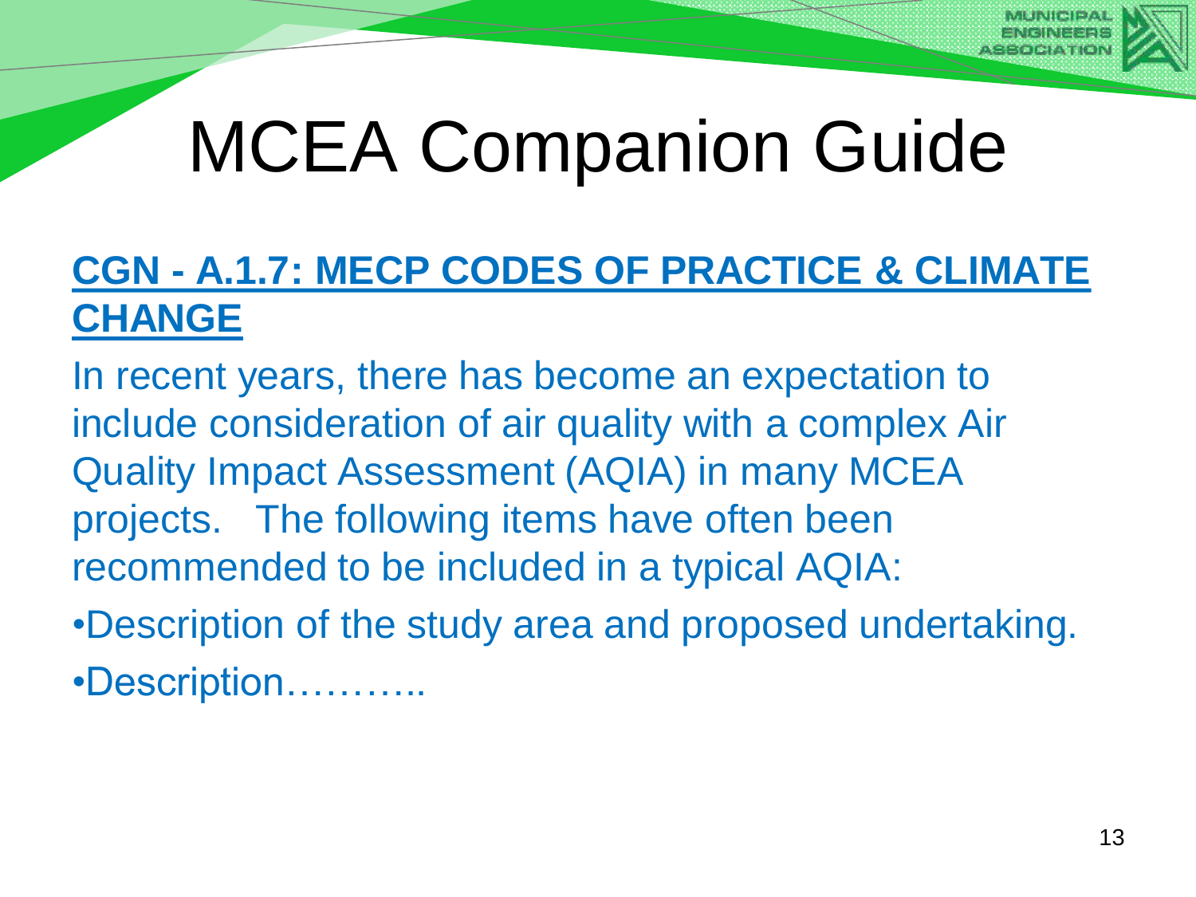# MCEA Companion Guide

## CGN - A.1.7: MECP CODES OF PRACTICE & CLIMATE CHANGE

In recent years, there has become an expectation to include consideration of air quality with a complex Air Quality Impact Assessment (AQIA) in many MCEA projects. The following items have often been recommended to be included in a typical AQIA:

- Description of the study area and proposed undertaking.
- Description………..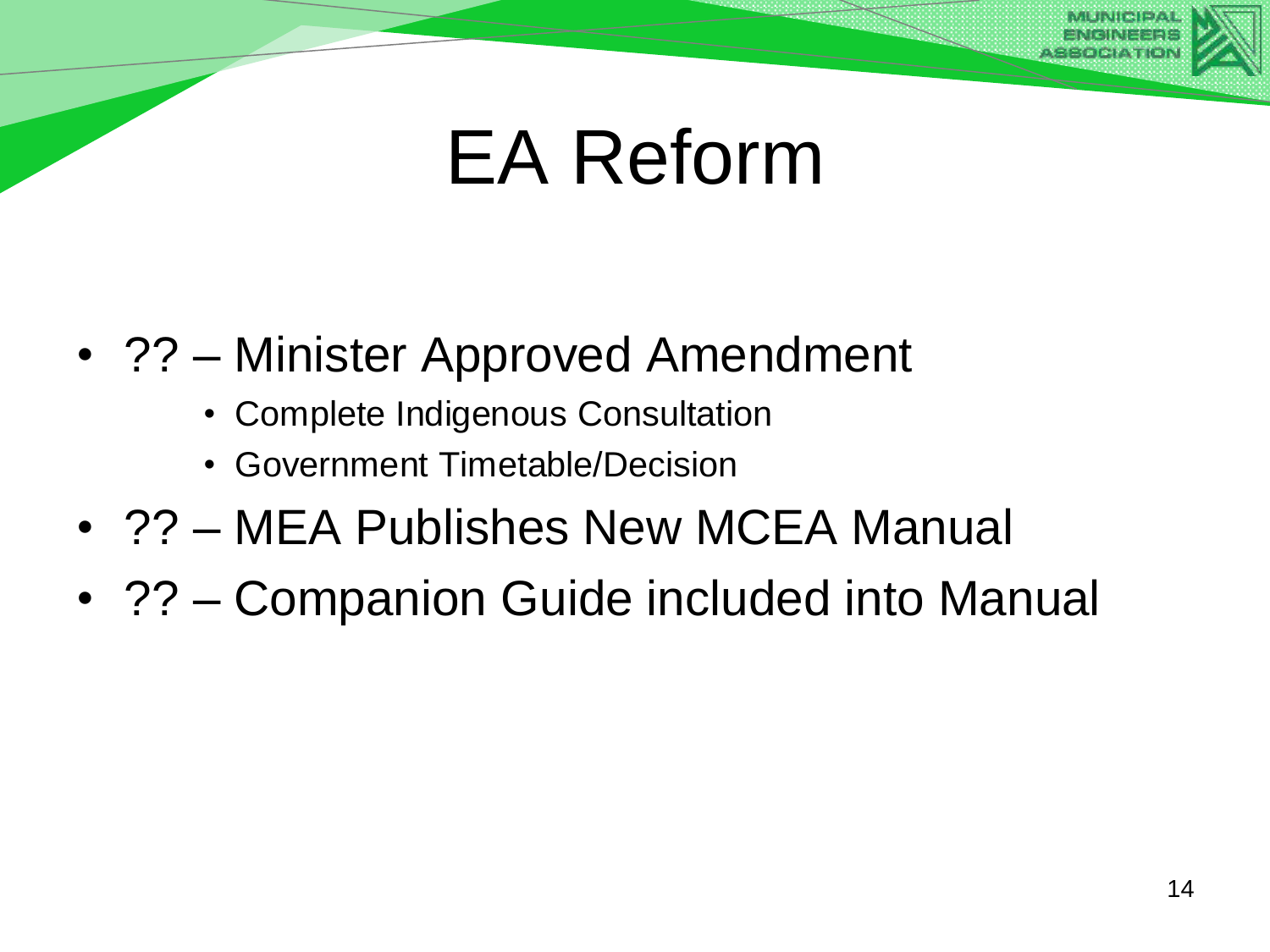# EA Reform

- ?? – Minister Approved Amendment
  - Complete Indigenous Consultation
  - Government Timetable/Decision
- ?? – MEA Publishes New MCEA Manual
- ?? – Companion Guide included into Manual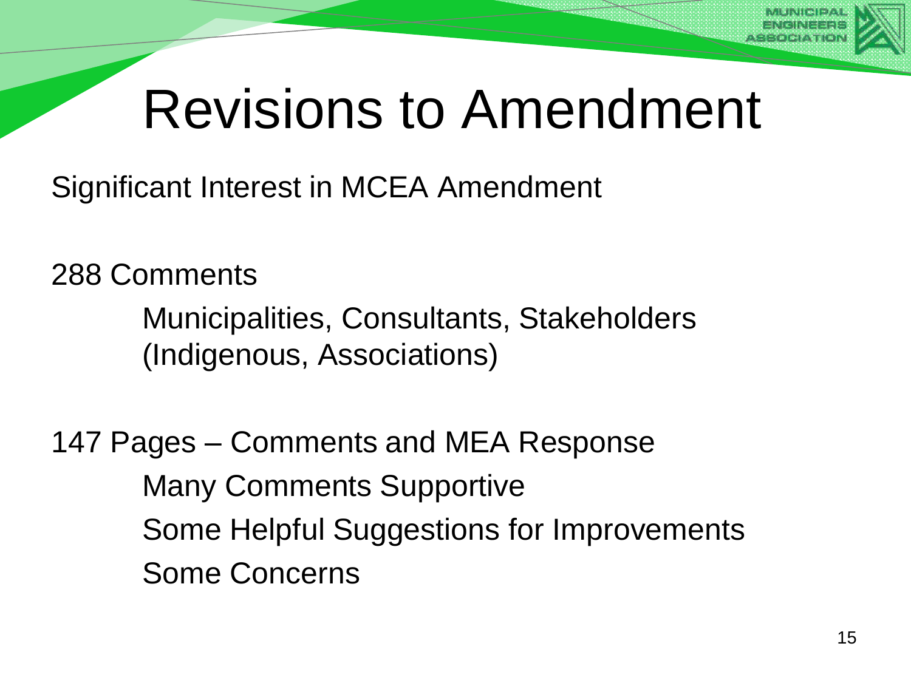# Revisions to Amendment

Significant Interest in MCEA Amendment

288 Comments

- Municipalities, Consultants, Stakeholders (Indigenous, Associations)

147 Pages – Comments and MEA Response

- Many Comments Supportive
- Some Helpful Suggestions for Improvements
- Some Concerns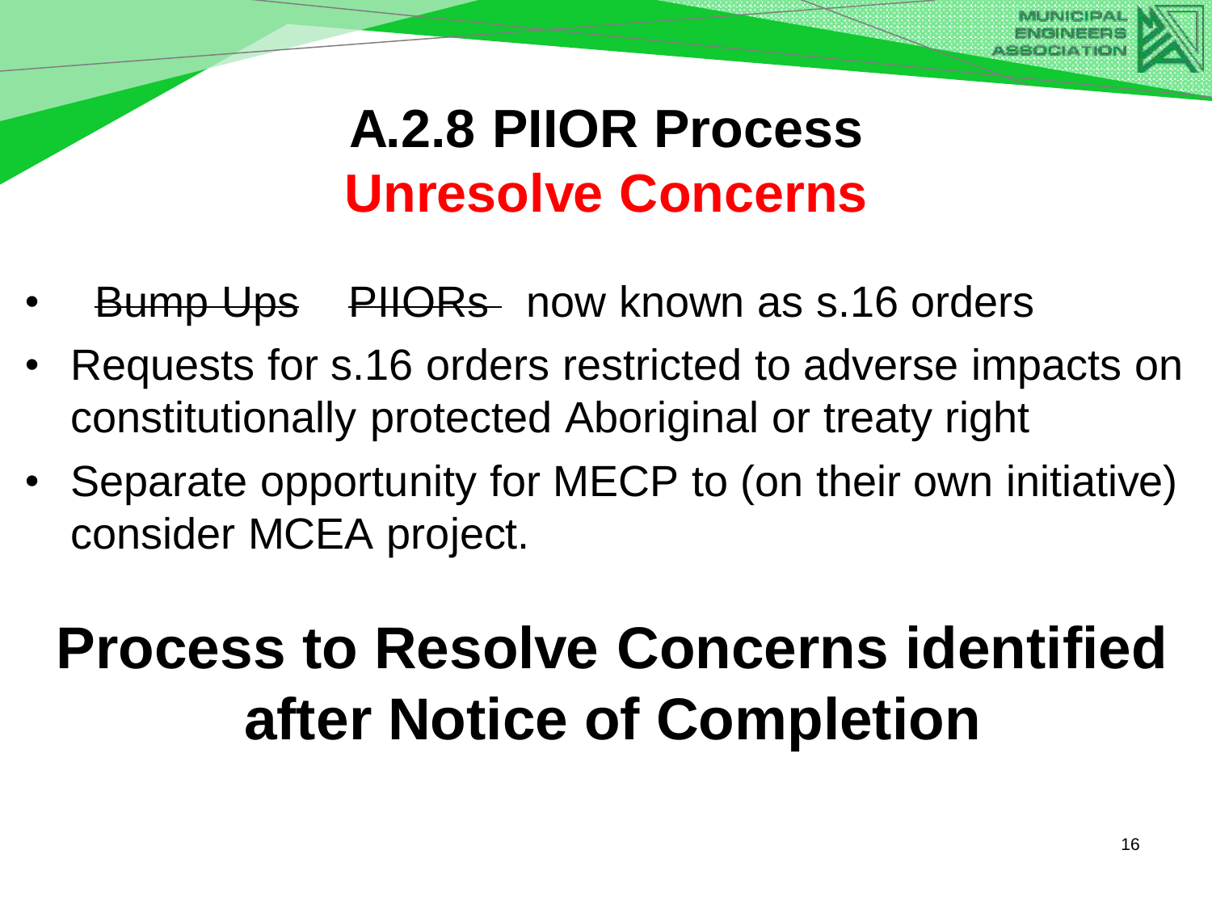# A.2.8 PIIOR Process

## Unresolve Concerns

- ~~Bump Ups~~ ~~PIIORs~~ now known as s.16 orders
- Requests for s.16 orders restricted to adverse impacts on constitutionally protected Aboriginal or treaty right
- Separate opportunity for MECP to (on their own initiative) consider MCEA project.

# Process to Resolve Concerns identified after Notice of Completion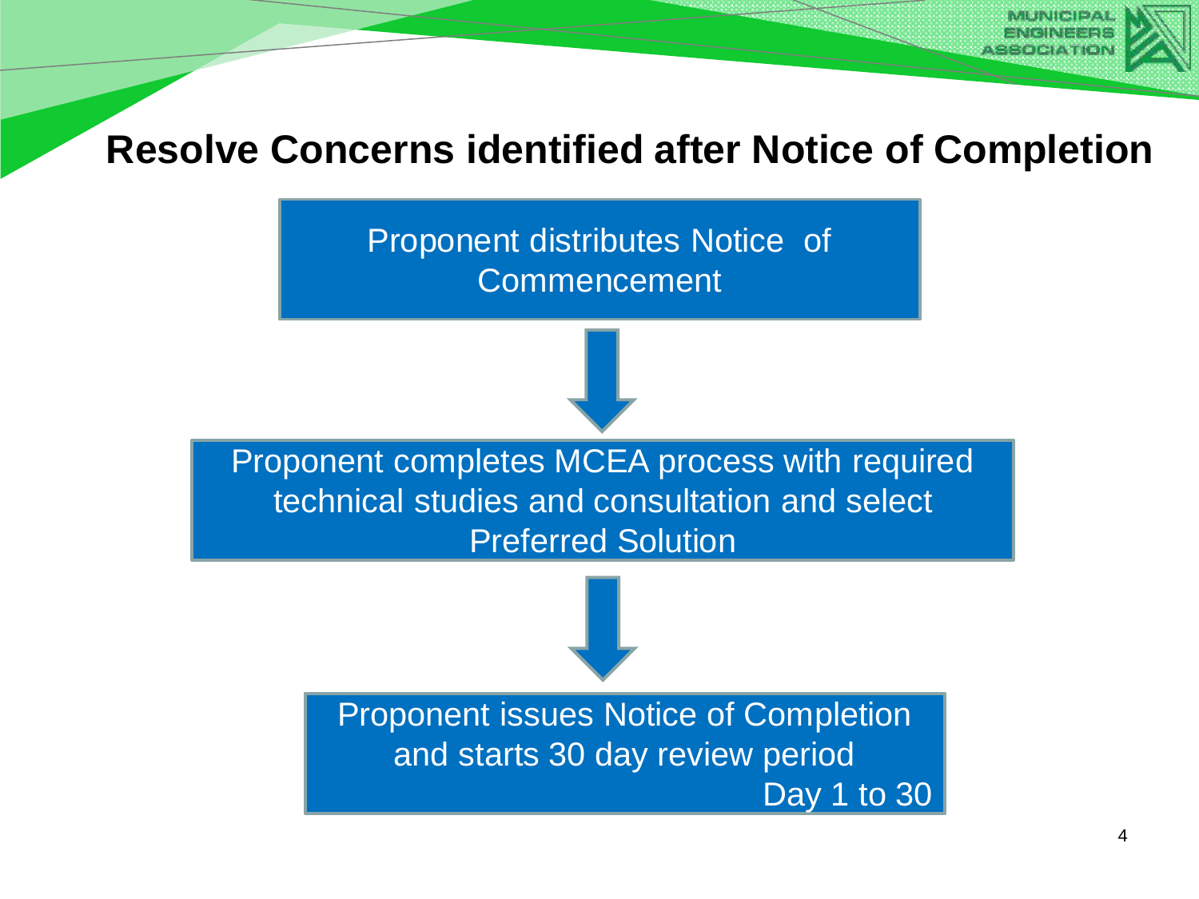# Resolve Concerns identified after Notice of Completion

Proponent distributes Notice of Commencement

↓

Proponent completes MCEA process with required technical studies and consultation and select Preferred Solution

↓

Proponent issues Notice of Completion and starts 30 day review period
Day 1 to 30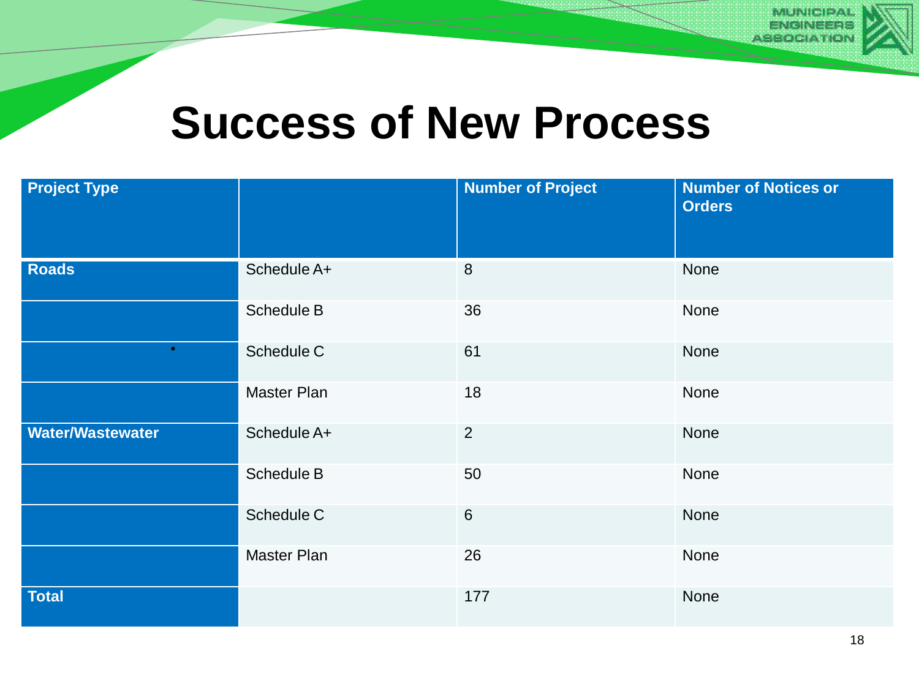# Success of New Process

| Project Type | | Number of Project | Number of Notices or Orders |
|---|---|---|---|
| **Roads** | Schedule A+ | 8 | None |
| | Schedule B | 36 | None |
| | Schedule C | 61 | None |
| | Master Plan | 18 | None |
| **Water/Wastewater** | Schedule A+ | 2 | None |
| | Schedule B | 50 | None |
| | Schedule C | 6 | None |
| | Master Plan | 26 | None |
| **Total** | | 177 | None |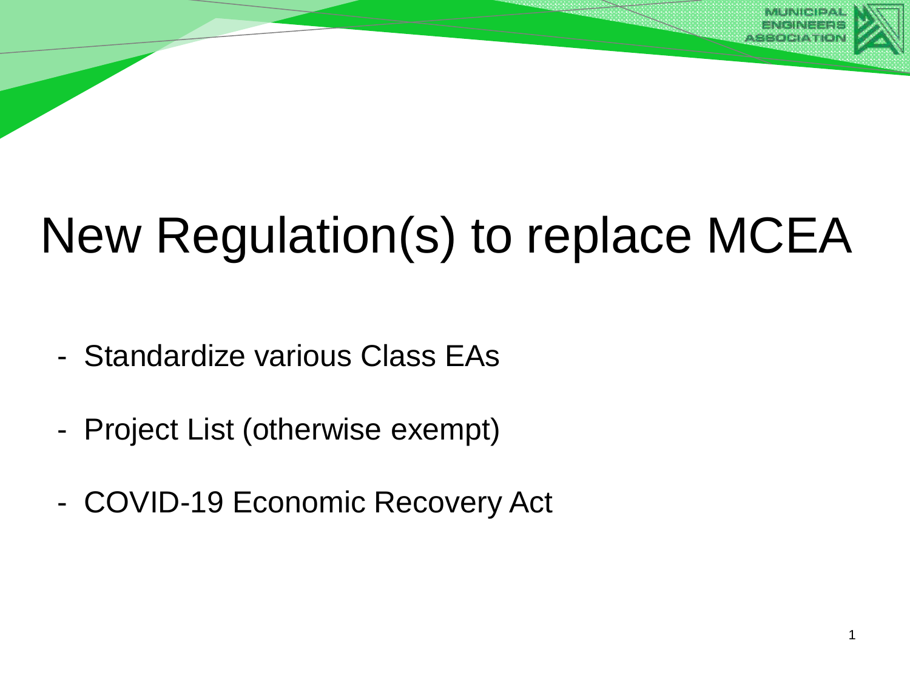# New Regulation(s) to replace MCEA

- Standardize various Class EAs
- Project List (otherwise exempt)
- COVID-19 Economic Recovery Act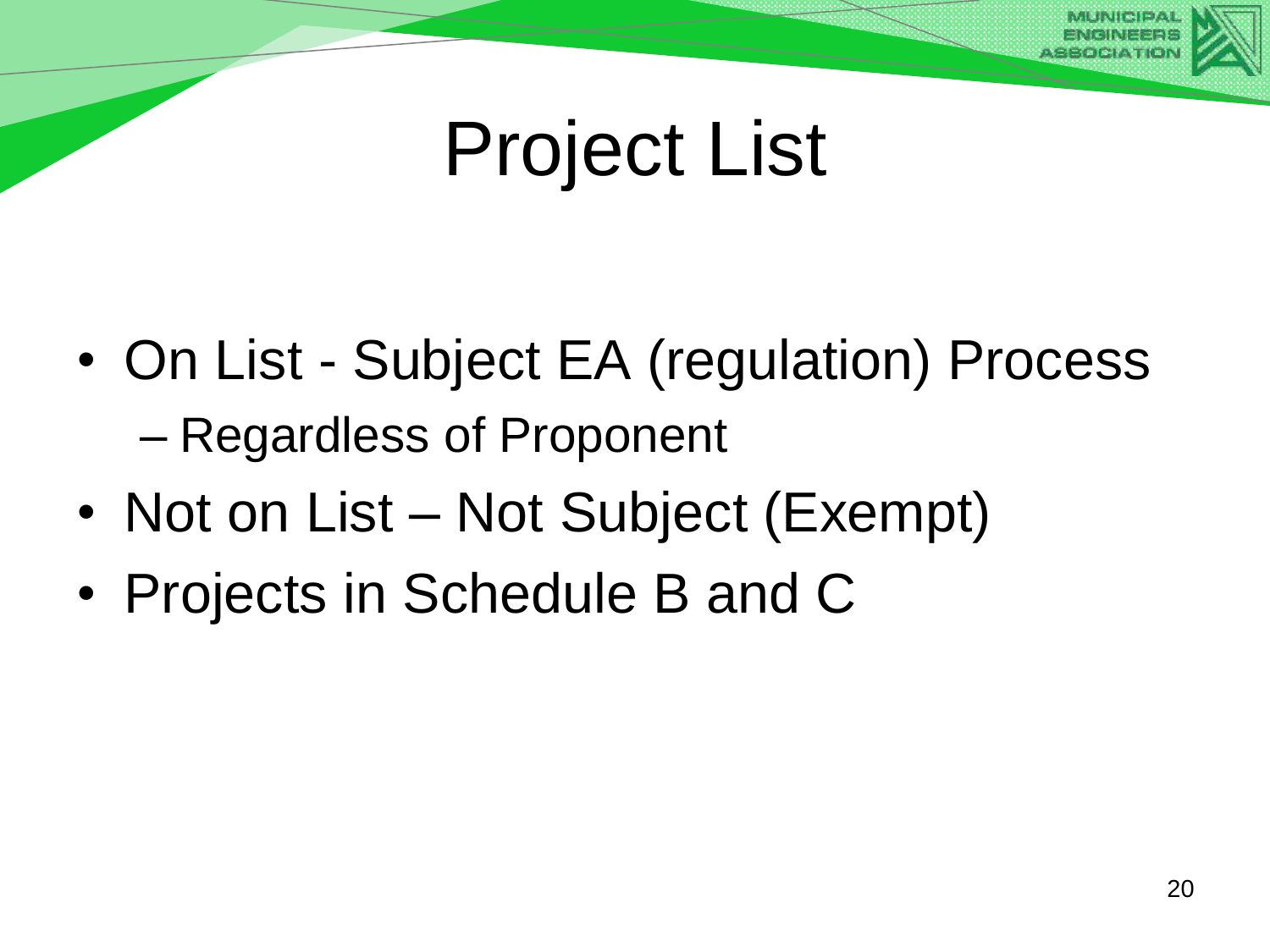# Project List

- On List - Subject EA (regulation) Process
  - Regardless of Proponent
- Not on List – Not Subject (Exempt)
- Projects in Schedule B and C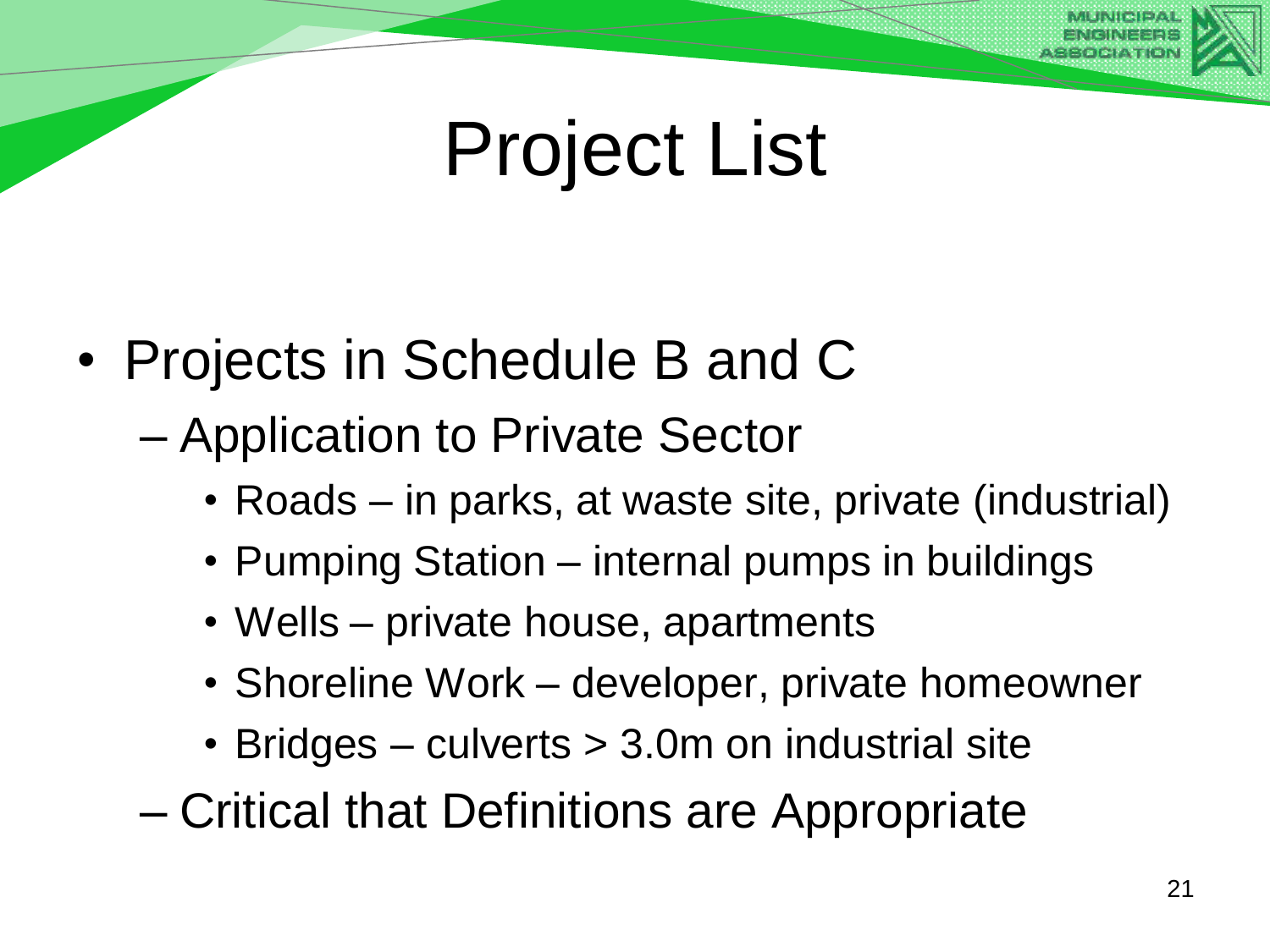# Project List

- Projects in Schedule B and C
  - Application to Private Sector
    - Roads – in parks, at waste site, private (industrial)
    - Pumping Station – internal pumps in buildings
    - Wells – private house, apartments
    - Shoreline Work – developer, private homeowner
    - Bridges – culverts > 3.0m on industrial site
  - Critical that Definitions are Appropriate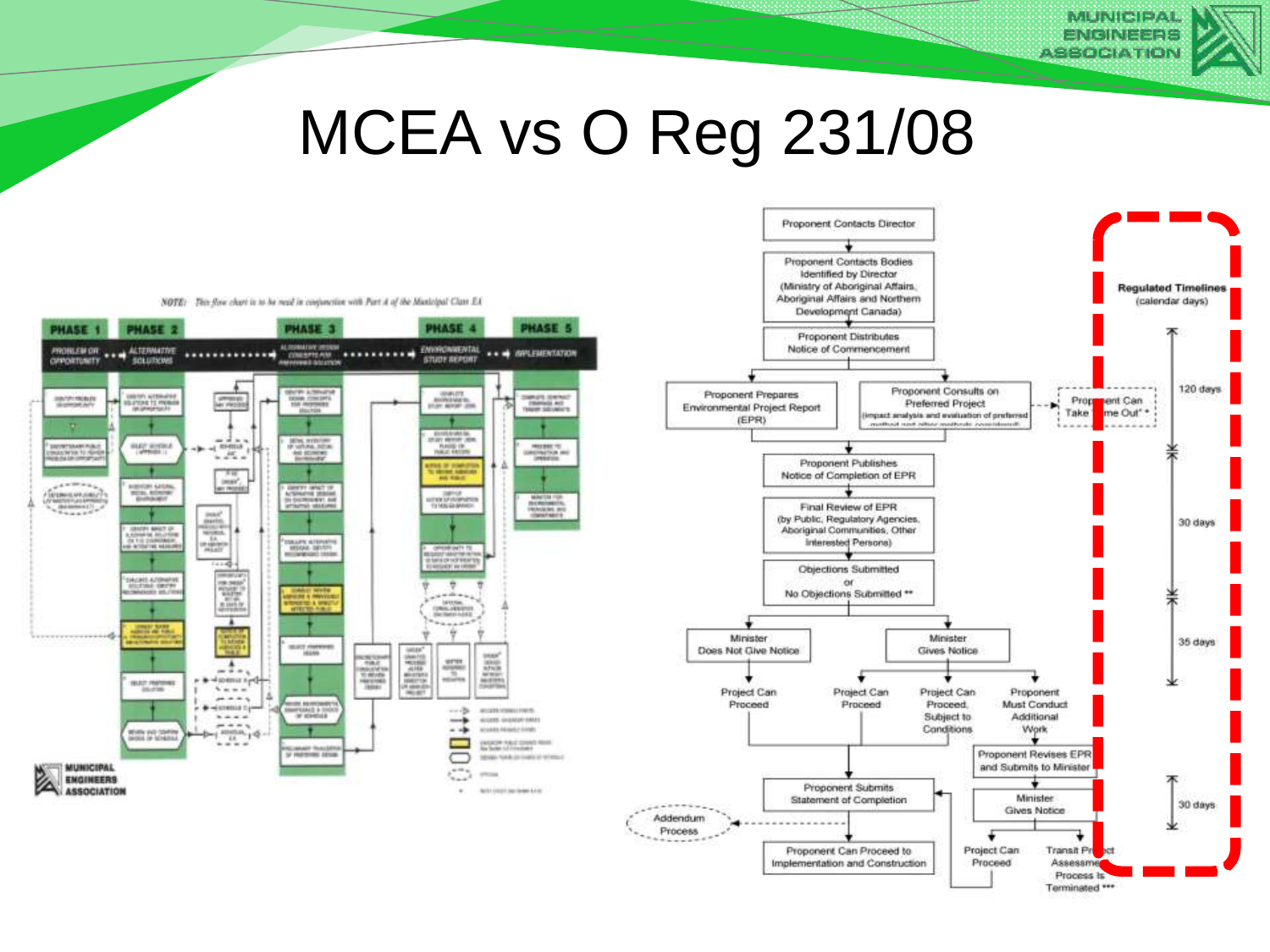# MCEA vs O Reg 231/08

*NOTE: This flow chart is to be read in conjunction with Part A of the Municipal Class EA*

**PHASE 1** — PROBLEM OR OPPORTUNITY

**PHASE 2** — ALTERNATIVE SOLUTIONS

**PHASE 3** — ALTERNATIVE DESIGN CONCEPTS FOR PREFERRED SOLUTION

**PHASE 4** — ENVIRONMENTAL STUDY REPORT

**PHASE 5** — IMPLEMENTATION

---

Proponent Contacts Director

Proponent Contacts Bodies Identified by Director (Ministry of Aboriginal Affairs, Aboriginal Affairs and Northern Development Canada)

Proponent Distributes Notice of Commencement

Proponent Prepares Environmental Project Report (EPR)

Proponent Consults on Preferred Project (impact analysis and evaluation of preferred method and other methods considered)

Proponent Can Take Time Out" *

Proponent Publishes Notice of Completion of EPR

Final Review of EPR (by Public, Regulatory Agencies, Aboriginal Communities, Other Interested Persons)

Objections Submitted or No Objections Submitted **

Minister Does Not Give Notice → Project Can Proceed

Minister Gives Notice → Project Can Proceed / Project Can Proceed, Subject to Conditions / Proponent Must Conduct Additional Work

Proponent Revises EPR and Submits to Minister

Minister Gives Notice → Project Can Proceed / Transit Project Assessment Process Is Terminated ***

Proponent Submits Statement of Completion

Addendum Process

Proponent Can Proceed to Implementation and Construction

**Regulated Timelines** (calendar days)

- 120 days
- 30 days
- 35 days
- 30 days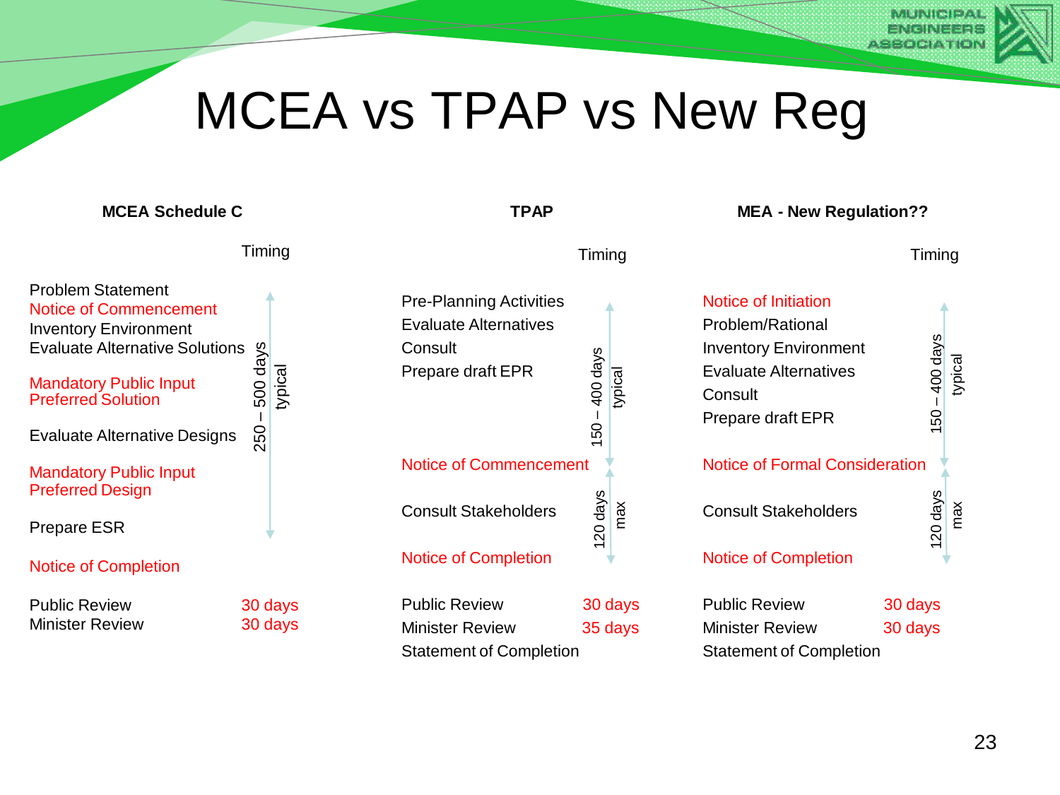# MCEA vs TPAP vs New Reg

## MCEA Schedule C

| Step | Timing |
|---|---|
| Problem Statement | 250 – 500 days typical |
| Notice of Commencement | |
| Inventory Environment | |
| Evaluate Alternative Solutions | |
| Mandatory Public Input Preferred Solution | |
| Evaluate Alternative Designs | |
| Mandatory Public Input Preferred Design | |
| Prepare ESR | |
| Notice of Completion | |
| Public Review | 30 days |
| Minister Review | 30 days |

## TPAP

| Step | Timing |
|---|---|
| Pre-Planning Activities | 150 – 400 days typical |
| Evaluate Alternatives | |
| Consult | |
| Prepare draft EPR | |
| Notice of Commencement | 120 days max |
| Consult Stakeholders | |
| Notice of Completion | |
| Public Review | 30 days |
| Minister Review | 35 days |
| Statement of Completion | |

## MEA - New Regulation??

| Step | Timing |
|---|---|
| Notice of Initiation | 150 – 400 days typical |
| Problem/Rational | |
| Inventory Environment | |
| Evaluate Alternatives | |
| Consult | |
| Prepare draft EPR | |
| Notice of Formal Consideration | 120 days max |
| Consult Stakeholders | |
| Notice of Completion | |
| Public Review | 30 days |
| Minister Review | 30 days |
| Statement of Completion | |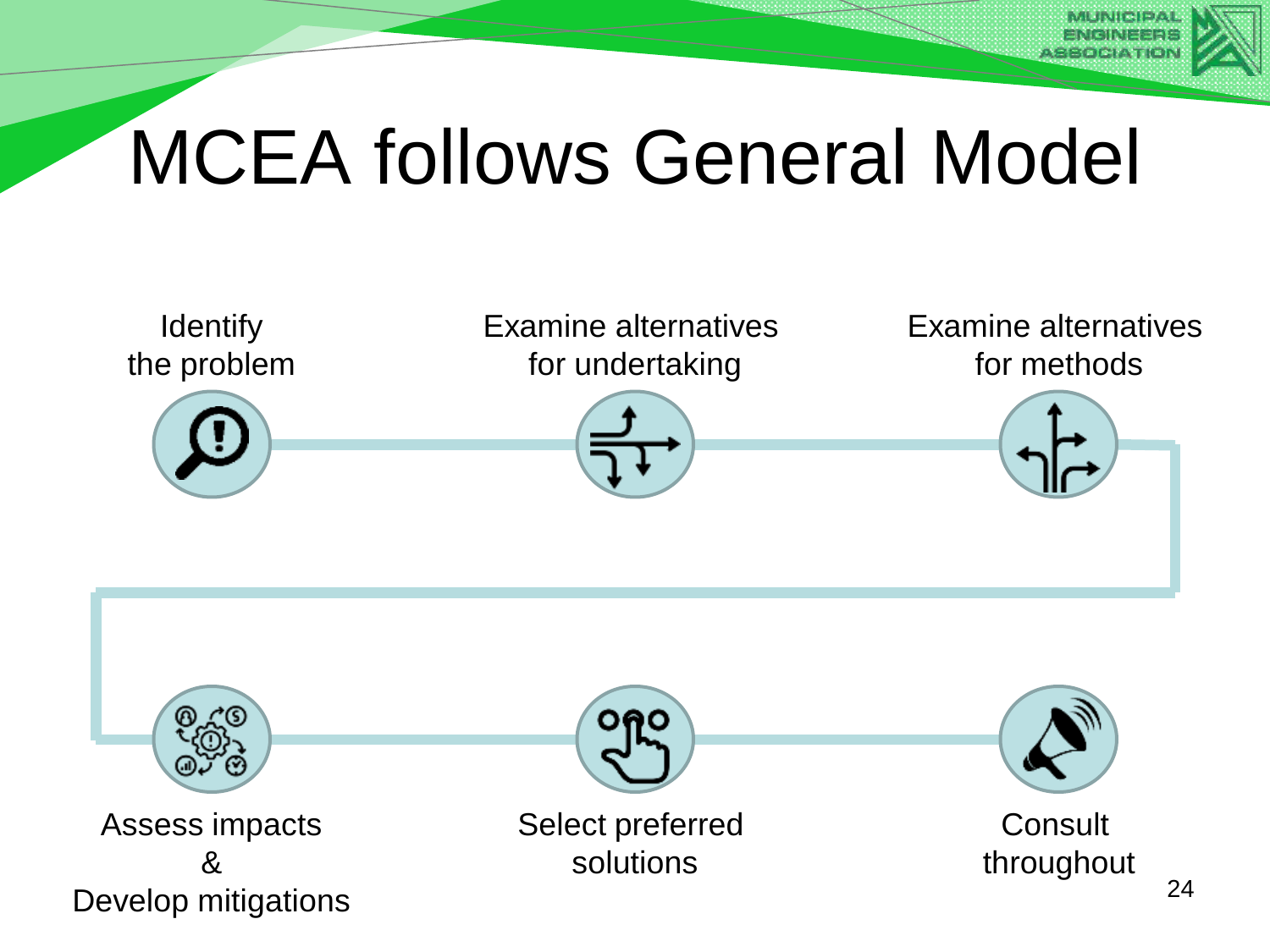# MCEA follows General Model

- Identify the problem
- Examine alternatives for undertaking
- Examine alternatives for methods
- Assess impacts & Develop mitigations
- Select preferred solutions
- Consult throughout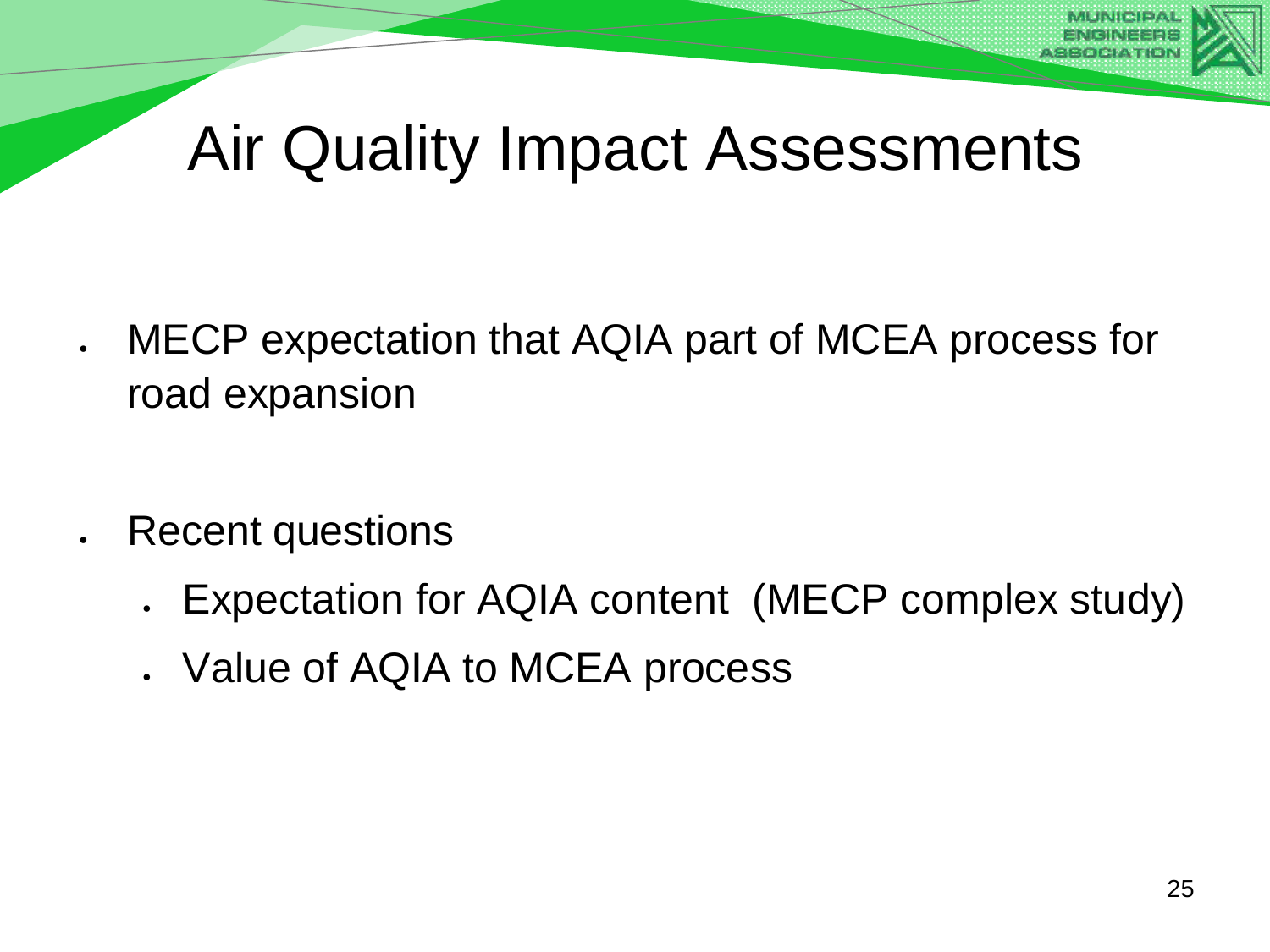# Air Quality Impact Assessments

- MECP expectation that AQIA part of MCEA process for road expansion

- Recent questions
  - Expectation for AQIA content (MECP complex study)
  - Value of AQIA to MCEA process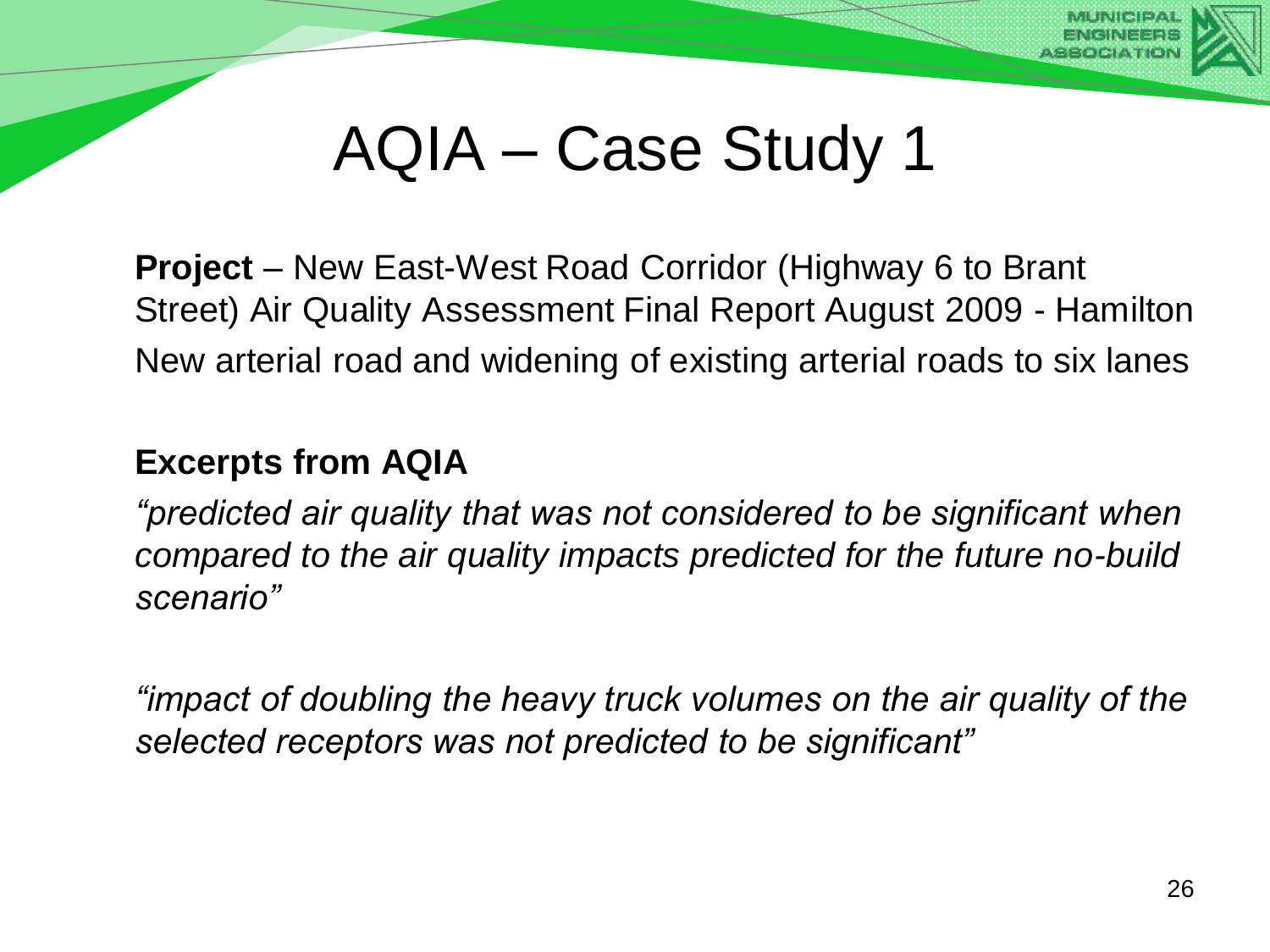# AQIA – Case Study 1

**Project** – New East-West Road Corridor (Highway 6 to Brant Street) Air Quality Assessment Final Report August 2009 - Hamilton

New arterial road and widening of existing arterial roads to six lanes

**Excerpts from AQIA**

*"predicted air quality that was not considered to be significant when compared to the air quality impacts predicted for the future no-build scenario"*

*"impact of doubling the heavy truck volumes on the air quality of the selected receptors was not predicted to be significant"*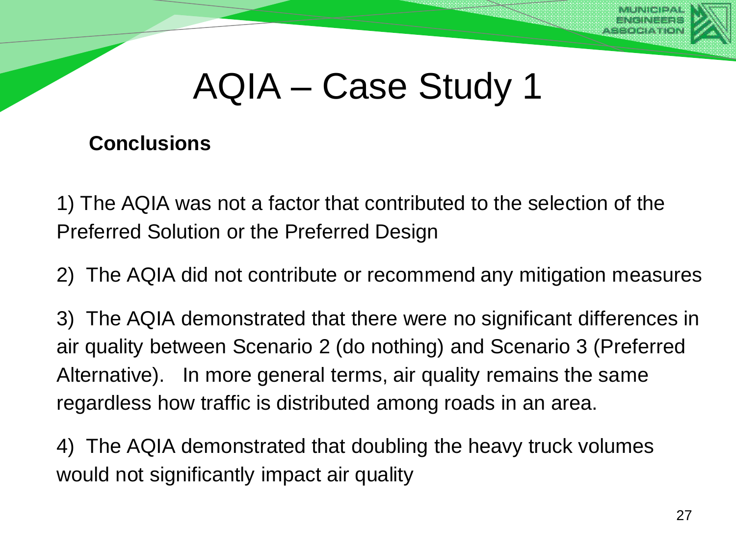# AQIA – Case Study 1

**Conclusions**

1) The AQIA was not a factor that contributed to the selection of the Preferred Solution or the Preferred Design

2) The AQIA did not contribute or recommend any mitigation measures

3) The AQIA demonstrated that there were no significant differences in air quality between Scenario 2 (do nothing) and Scenario 3 (Preferred Alternative). In more general terms, air quality remains the same regardless how traffic is distributed among roads in an area.

4) The AQIA demonstrated that doubling the heavy truck volumes would not significantly impact air quality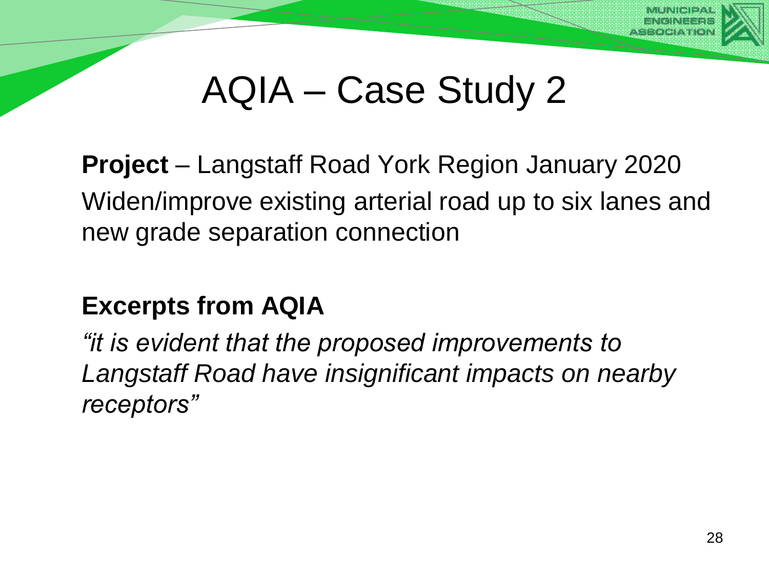# AQIA – Case Study 2

**Project** – Langstaff Road York Region January 2020

Widen/improve existing arterial road up to six lanes and new grade separation connection

**Excerpts from AQIA**

*"it is evident that the proposed improvements to Langstaff Road have insignificant impacts on nearby receptors"*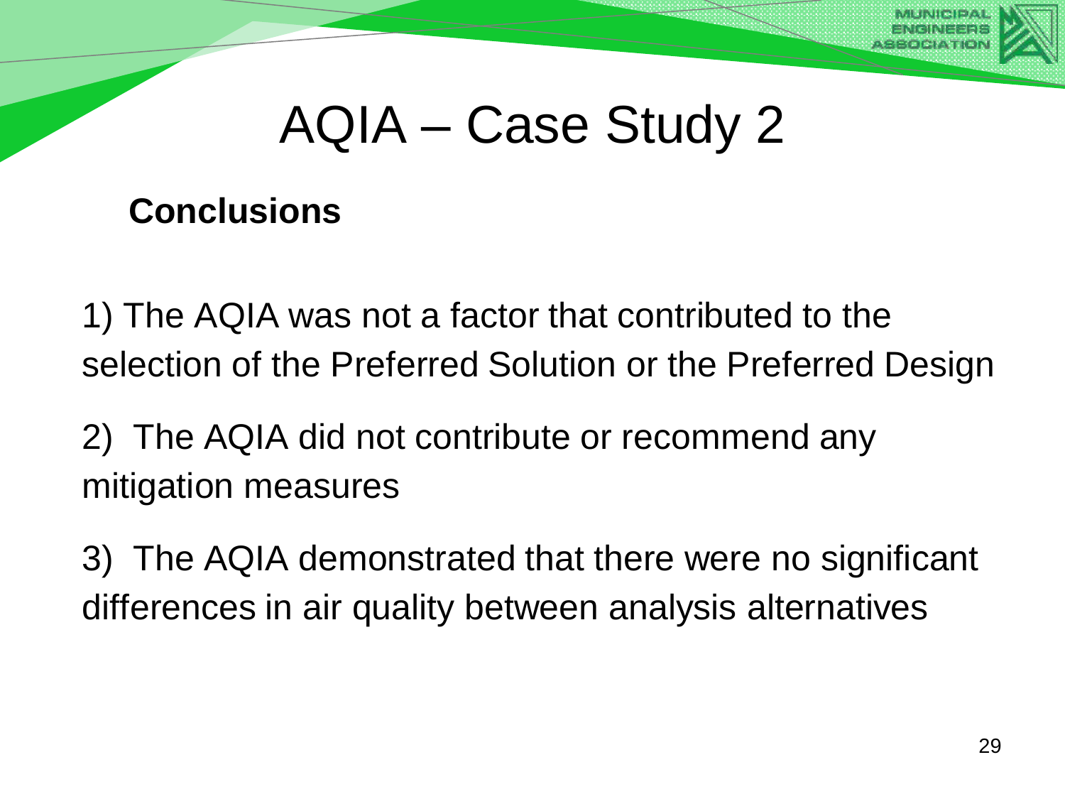# AQIA – Case Study 2

**Conclusions**

1) The AQIA was not a factor that contributed to the selection of the Preferred Solution or the Preferred Design

2) The AQIA did not contribute or recommend any mitigation measures

3) The AQIA demonstrated that there were no significant differences in air quality between analysis alternatives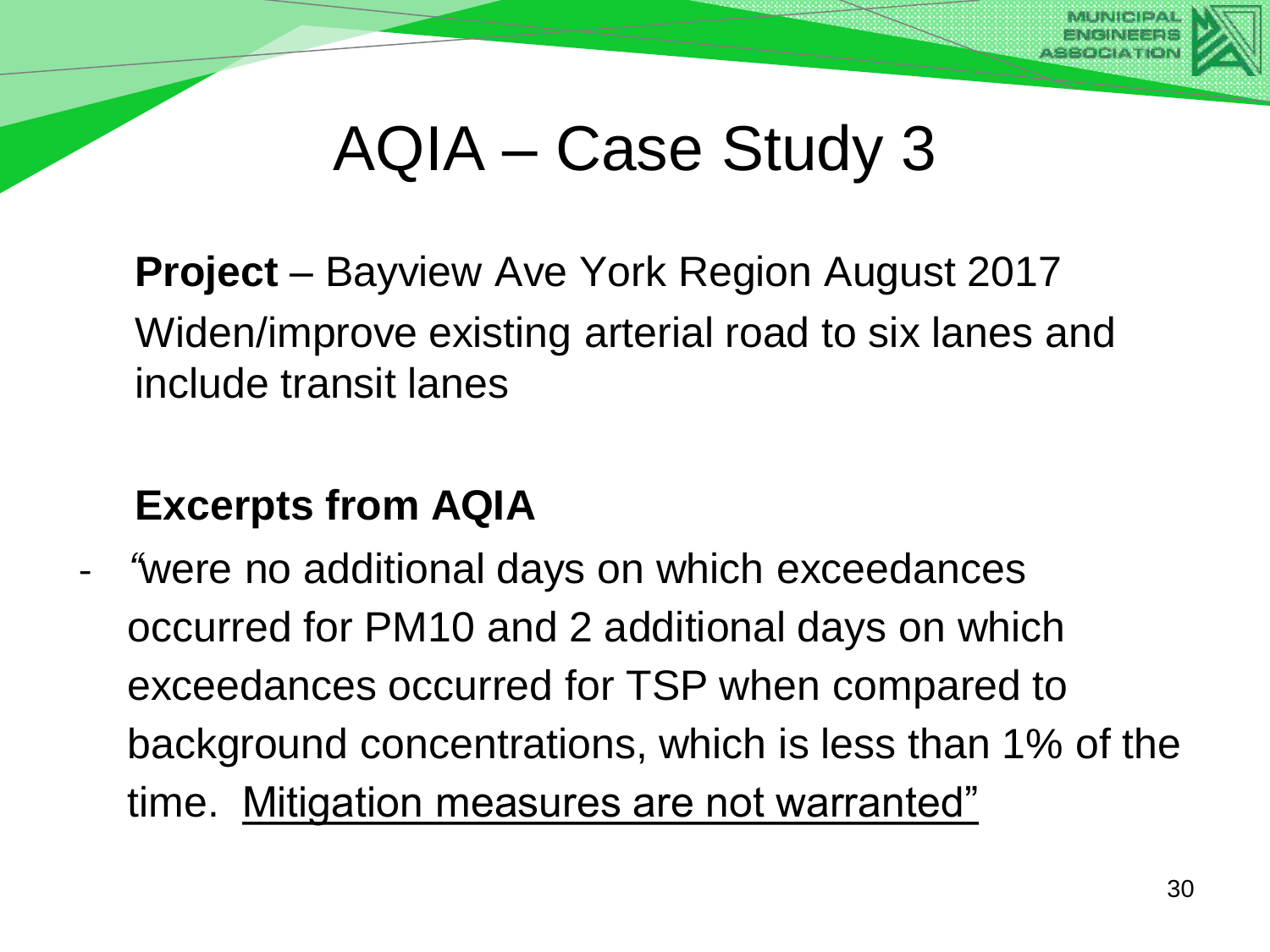# AQIA – Case Study 3

**Project** – Bayview Ave York Region August 2017
Widen/improve existing arterial road to six lanes and include transit lanes

**Excerpts from AQIA**

- "were no additional days on which exceedances occurred for PM10 and 2 additional days on which exceedances occurred for TSP when compared to background concentrations, which is less than 1% of the time. <u>Mitigation measures are not warranted"</u>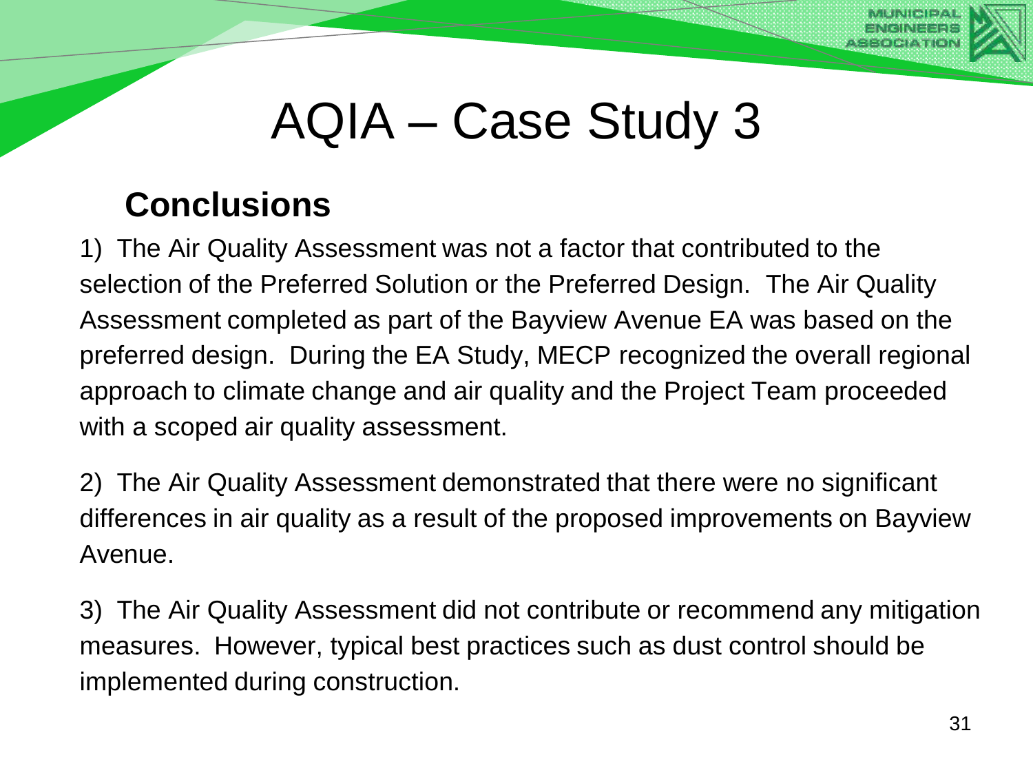# AQIA – Case Study 3

## Conclusions

1) The Air Quality Assessment was not a factor that contributed to the selection of the Preferred Solution or the Preferred Design. The Air Quality Assessment completed as part of the Bayview Avenue EA was based on the preferred design. During the EA Study, MECP recognized the overall regional approach to climate change and air quality and the Project Team proceeded with a scoped air quality assessment.

2) The Air Quality Assessment demonstrated that there were no significant differences in air quality as a result of the proposed improvements on Bayview Avenue.

3) The Air Quality Assessment did not contribute or recommend any mitigation measures. However, typical best practices such as dust control should be implemented during construction.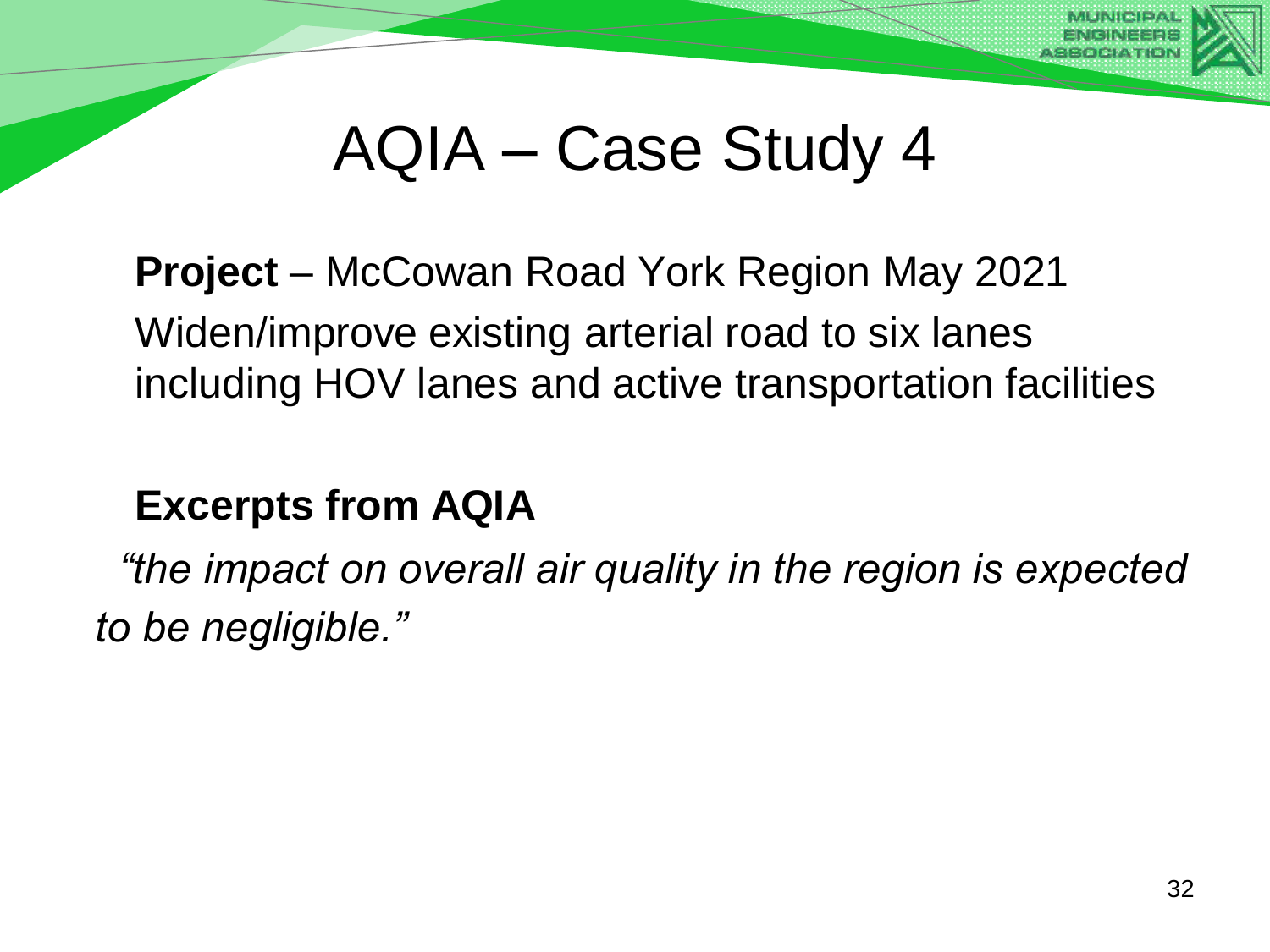# AQIA – Case Study 4

**Project** – McCowan Road York Region May 2021

Widen/improve existing arterial road to six lanes including HOV lanes and active transportation facilities

**Excerpts from AQIA**

*"the impact on overall air quality in the region is expected to be negligible."*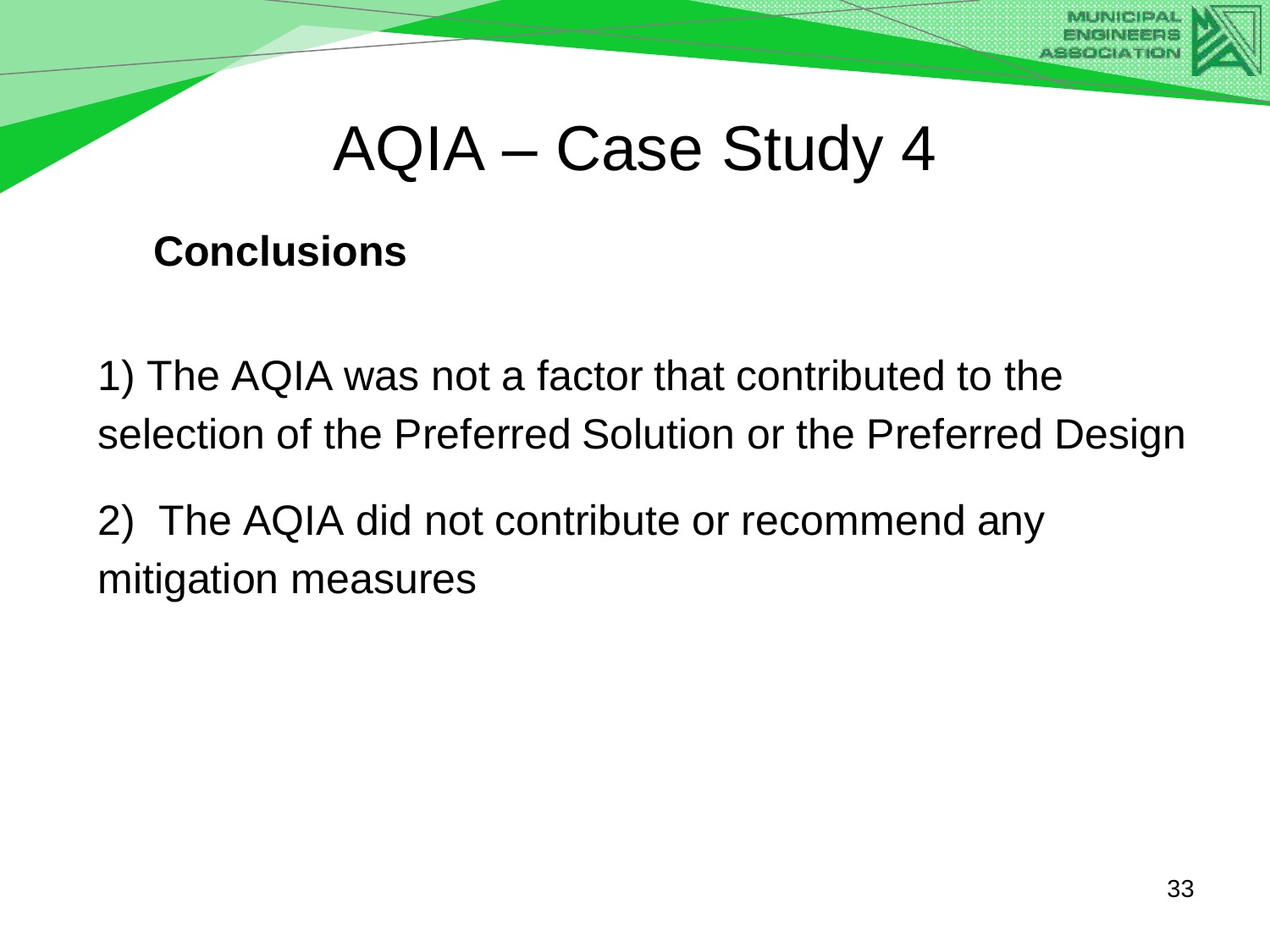# AQIA – Case Study 4

**Conclusions**

1) The AQIA was not a factor that contributed to the selection of the Preferred Solution or the Preferred Design

2) The AQIA did not contribute or recommend any mitigation measures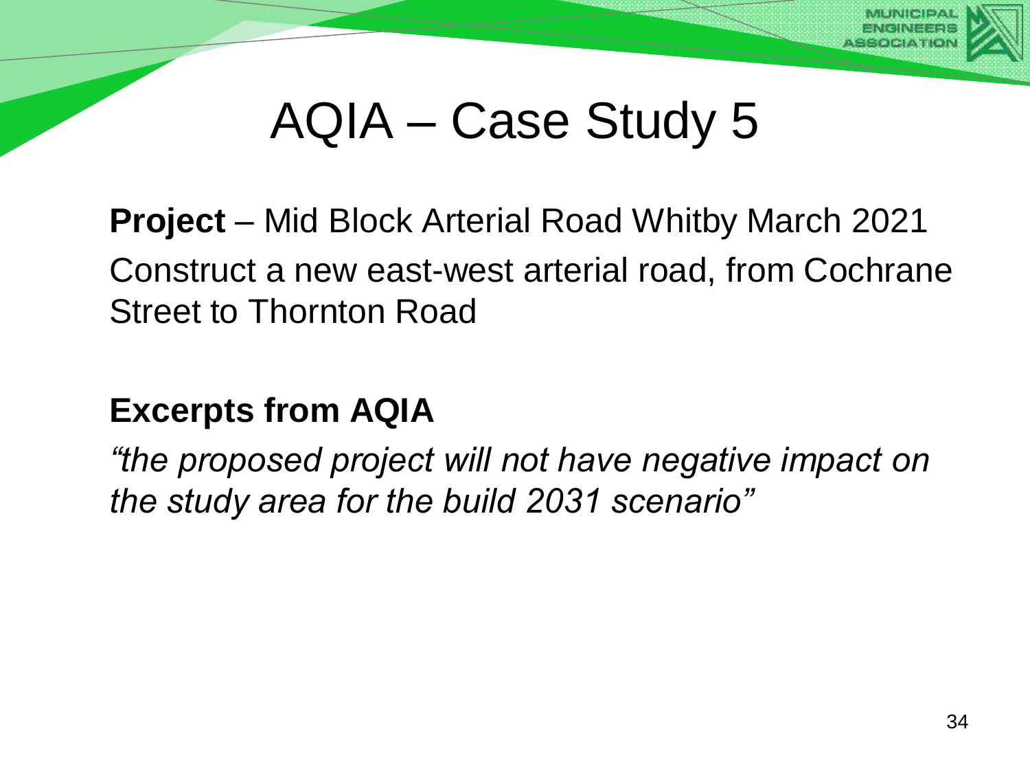# AQIA – Case Study 5

**Project** – Mid Block Arterial Road Whitby March 2021

Construct a new east-west arterial road, from Cochrane Street to Thornton Road

**Excerpts from AQIA**

*"the proposed project will not have negative impact on the study area for the build 2031 scenario"*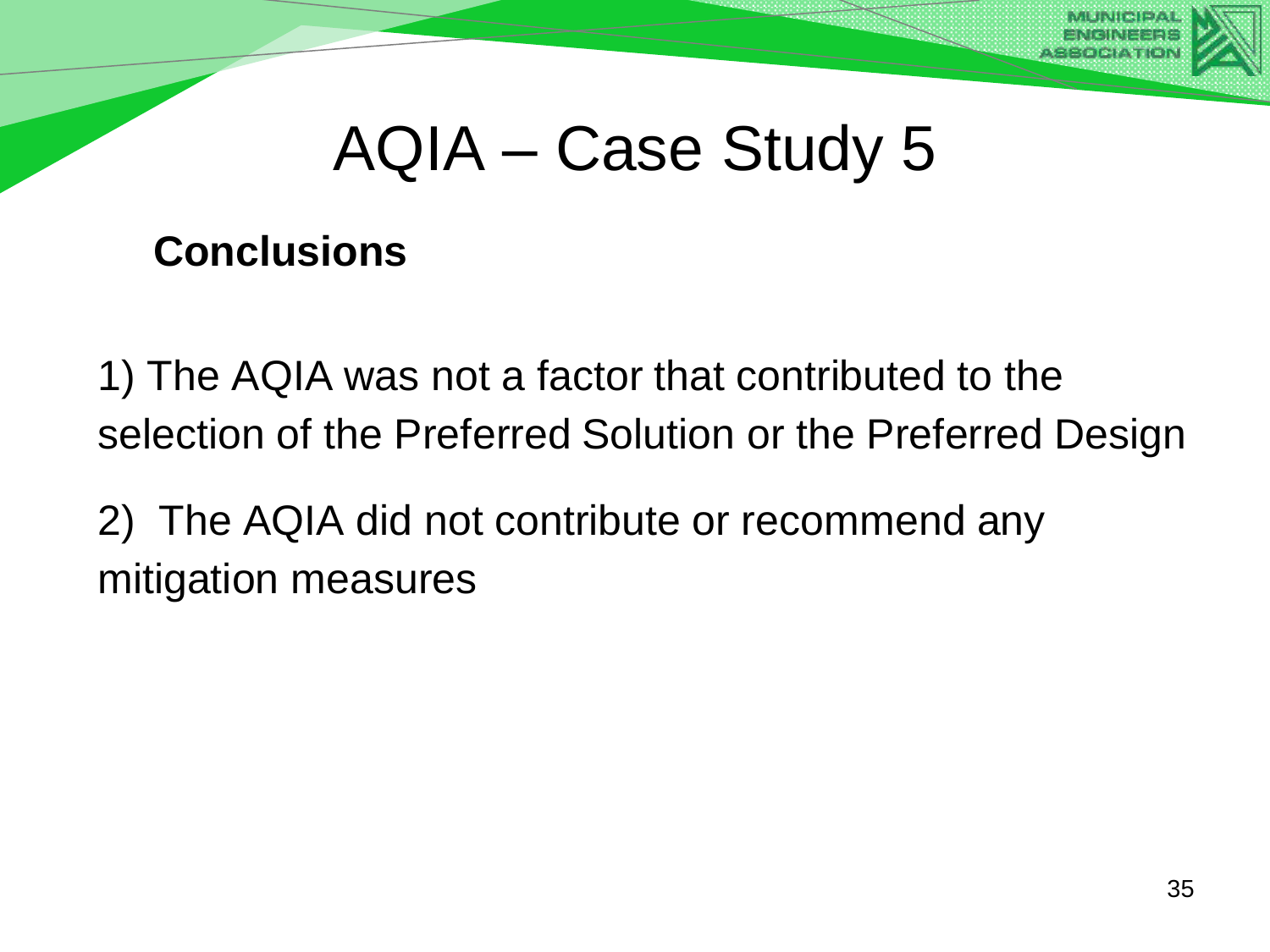# AQIA – Case Study 5

**Conclusions**

1) The AQIA was not a factor that contributed to the selection of the Preferred Solution or the Preferred Design

2) The AQIA did not contribute or recommend any mitigation measures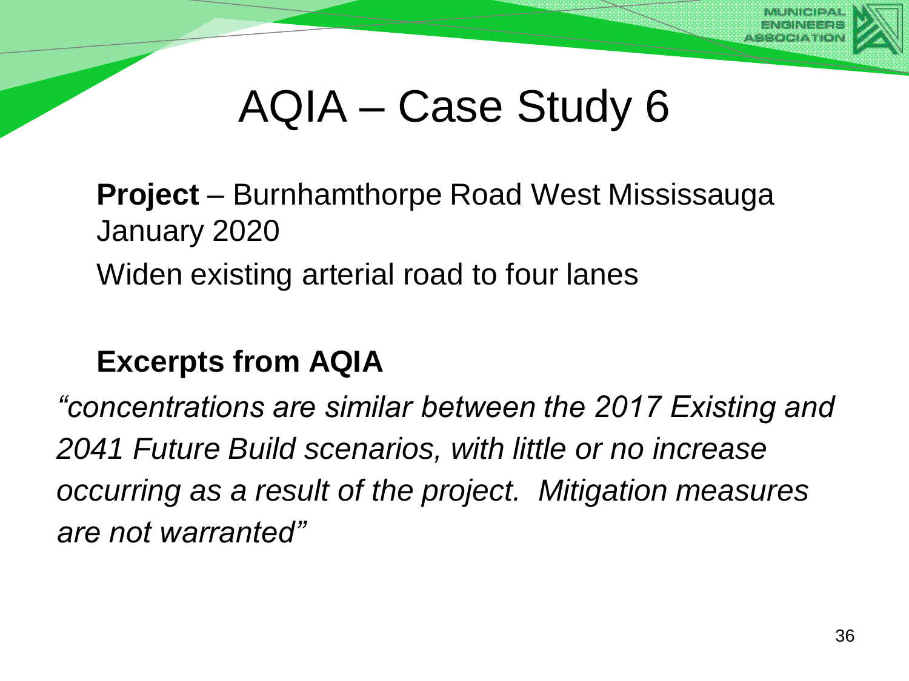# AQIA – Case Study 6

**Project** – Burnhamthorpe Road West Mississauga
January 2020
Widen existing arterial road to four lanes

**Excerpts from AQIA**

*"concentrations are similar between the 2017 Existing and 2041 Future Build scenarios, with little or no increase occurring as a result of the project. Mitigation measures are not warranted"*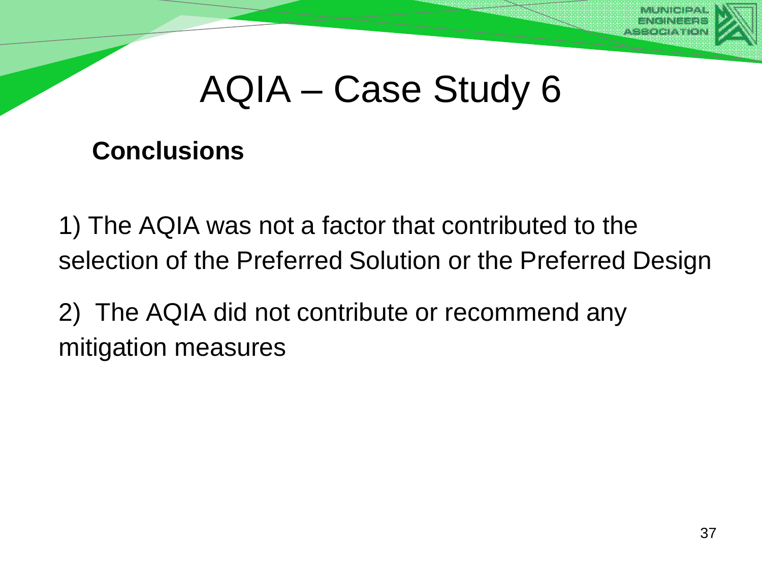# AQIA – Case Study 6

**Conclusions**

1) The AQIA was not a factor that contributed to the selection of the Preferred Solution or the Preferred Design

2) The AQIA did not contribute or recommend any mitigation measures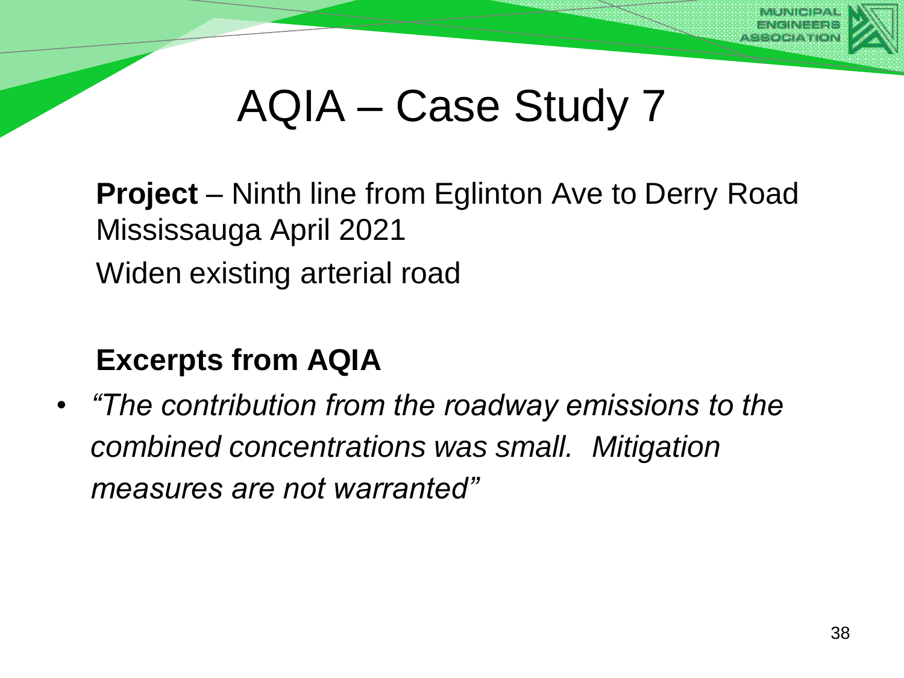# AQIA – Case Study 7

**Project** – Ninth line from Eglinton Ave to Derry Road Mississauga April 2021

Widen existing arterial road

**Excerpts from AQIA**

- *"The contribution from the roadway emissions to the combined concentrations was small. Mitigation measures are not warranted"*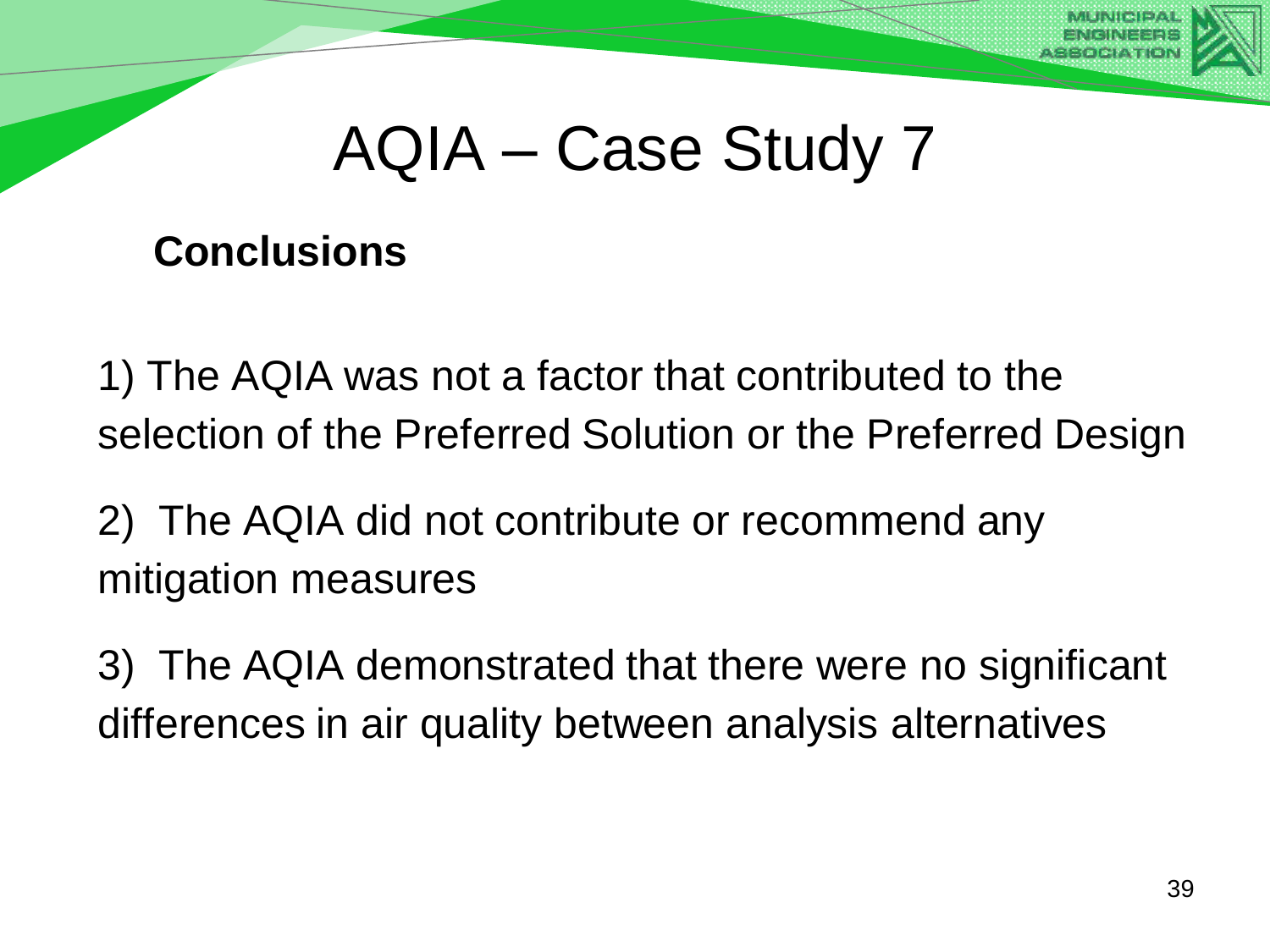# AQIA – Case Study 7

**Conclusions**

1) The AQIA was not a factor that contributed to the selection of the Preferred Solution or the Preferred Design

2) The AQIA did not contribute or recommend any mitigation measures

3) The AQIA demonstrated that there were no significant differences in air quality between analysis alternatives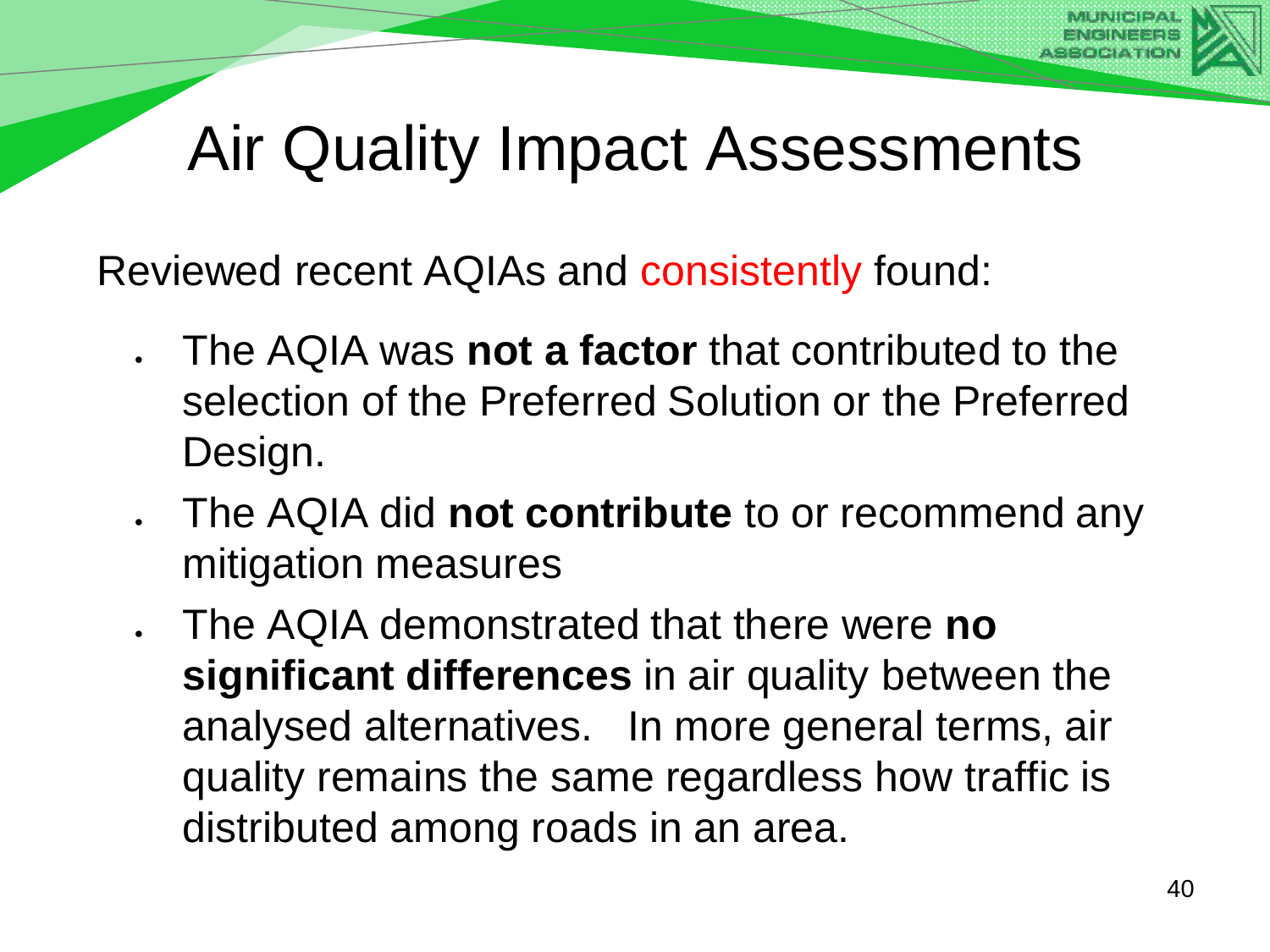# Air Quality Impact Assessments

Reviewed recent AQIAs and consistently found:

- The AQIA was **not a factor** that contributed to the selection of the Preferred Solution or the Preferred Design.
- The AQIA did **not contribute** to or recommend any mitigation measures
- The AQIA demonstrated that there were **no significant differences** in air quality between the analysed alternatives. In more general terms, air quality remains the same regardless how traffic is distributed among roads in an area.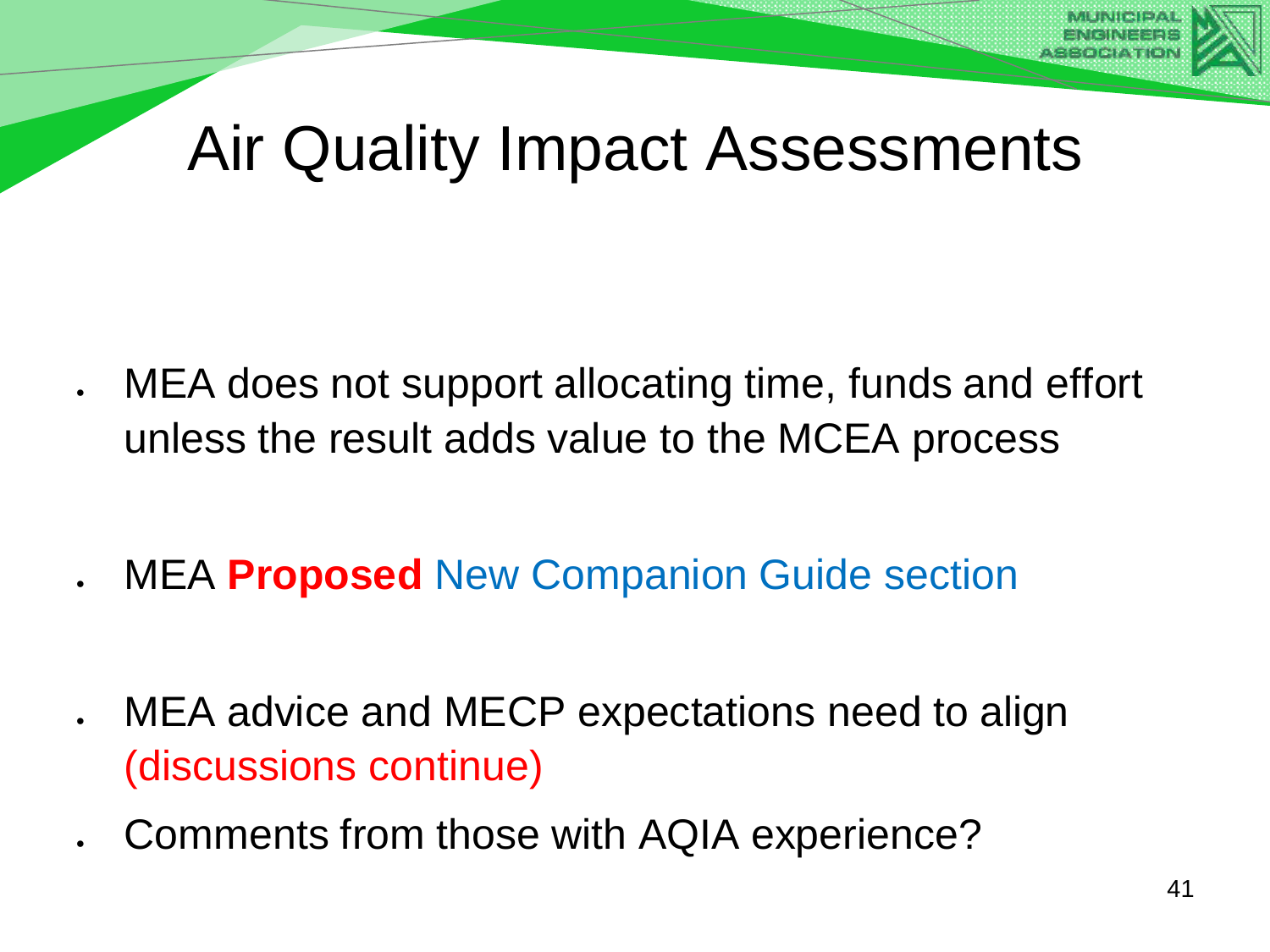# Air Quality Impact Assessments

- MEA does not support allocating time, funds and effort unless the result adds value to the MCEA process
- MEA **Proposed** New Companion Guide section
- MEA advice and MECP expectations need to align (discussions continue)
- Comments from those with AQIA experience?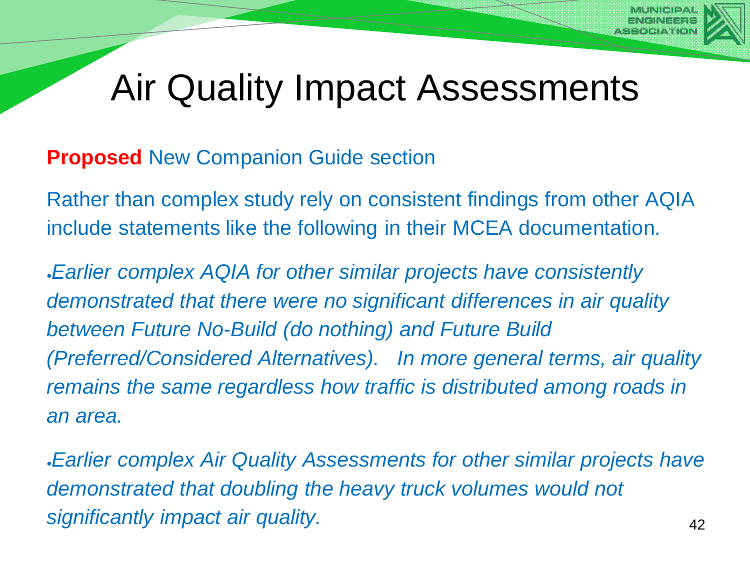# Air Quality Impact Assessments

**Proposed** New Companion Guide section

Rather than complex study rely on consistent findings from other AQIA include statements like the following in their MCEA documentation.

- *Earlier complex AQIA for other similar projects have consistently demonstrated that there were no significant differences in air quality between Future No-Build (do nothing) and Future Build (Preferred/Considered Alternatives). In more general terms, air quality remains the same regardless how traffic is distributed among roads in an area.*

- *Earlier complex Air Quality Assessments for other similar projects have demonstrated that doubling the heavy truck volumes would not significantly impact air quality.*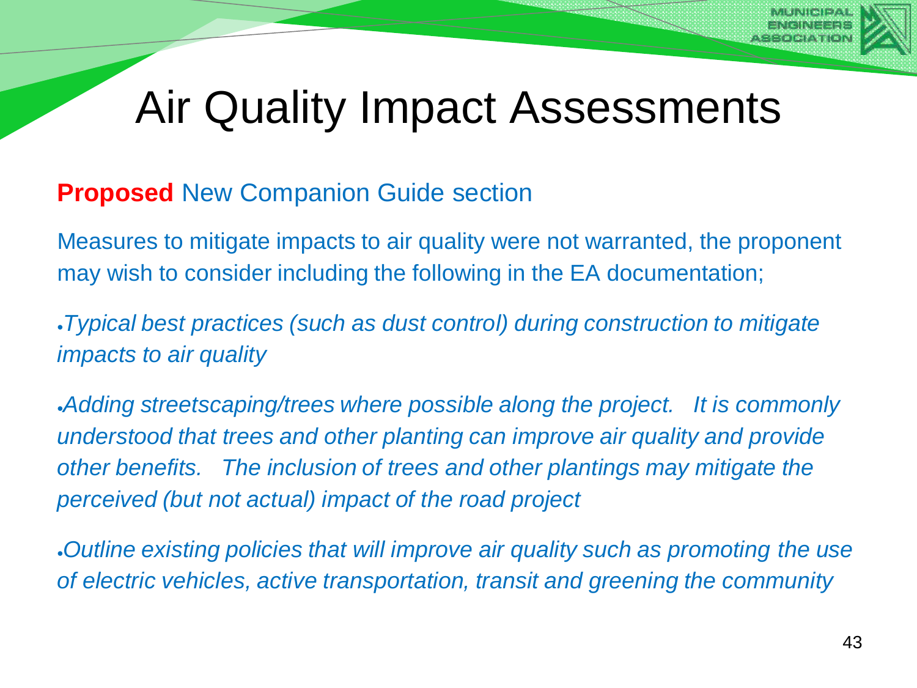# Air Quality Impact Assessments

**Proposed** New Companion Guide section

Measures to mitigate impacts to air quality were not warranted, the proponent may wish to consider including the following in the EA documentation;

- *Typical best practices (such as dust control) during construction to mitigate impacts to air quality*
- *Adding streetscaping/trees where possible along the project. It is commonly understood that trees and other planting can improve air quality and provide other benefits. The inclusion of trees and other plantings may mitigate the perceived (but not actual) impact of the road project*
- *Outline existing policies that will improve air quality such as promoting the use of electric vehicles, active transportation, transit and greening the community*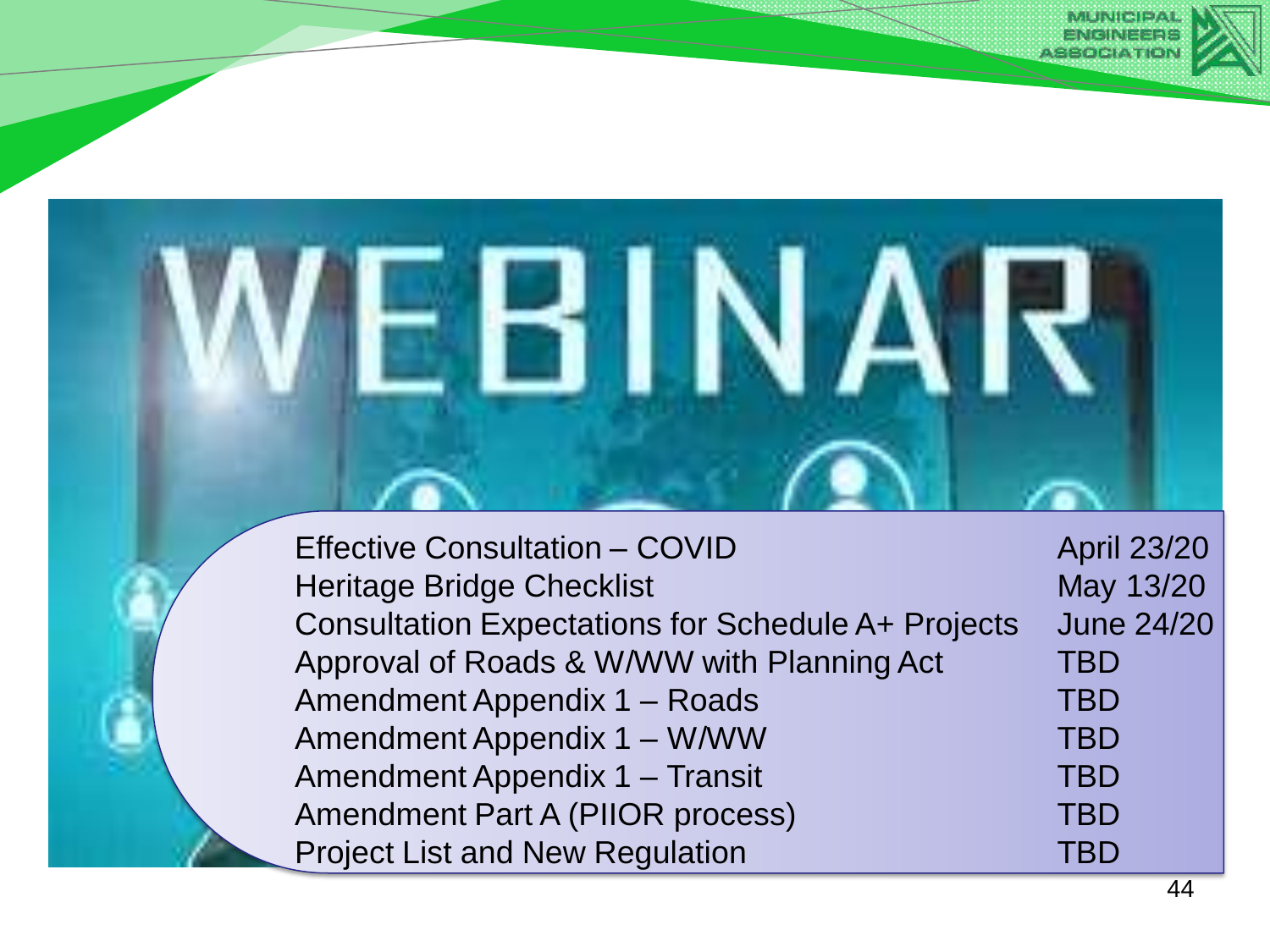# WEBINAR

| | |
|---|---|
| Effective Consultation – COVID | April 23/20 |
| Heritage Bridge Checklist | May 13/20 |
| Consultation Expectations for Schedule A+ Projects | June 24/20 |
| Approval of Roads & W/WW with Planning Act | TBD |
| Amendment Appendix 1 – Roads | TBD |
| Amendment Appendix 1 – W/WW | TBD |
| Amendment Appendix 1 – Transit | TBD |
| Amendment Part A (PIIOR process) | TBD |
| Project List and New Regulation | TBD |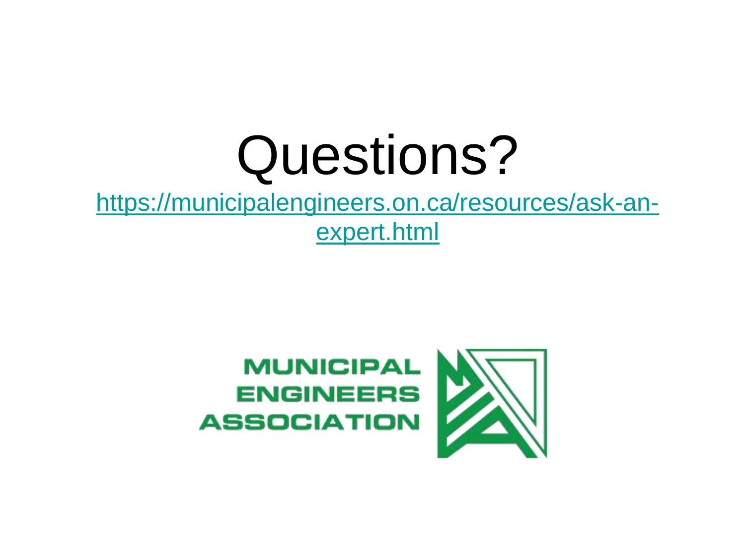# Questions?

https://municipalengineers.on.ca/resources/ask-an-expert.html

MUNICIPAL
ENGINEERS
ASSOCIATION